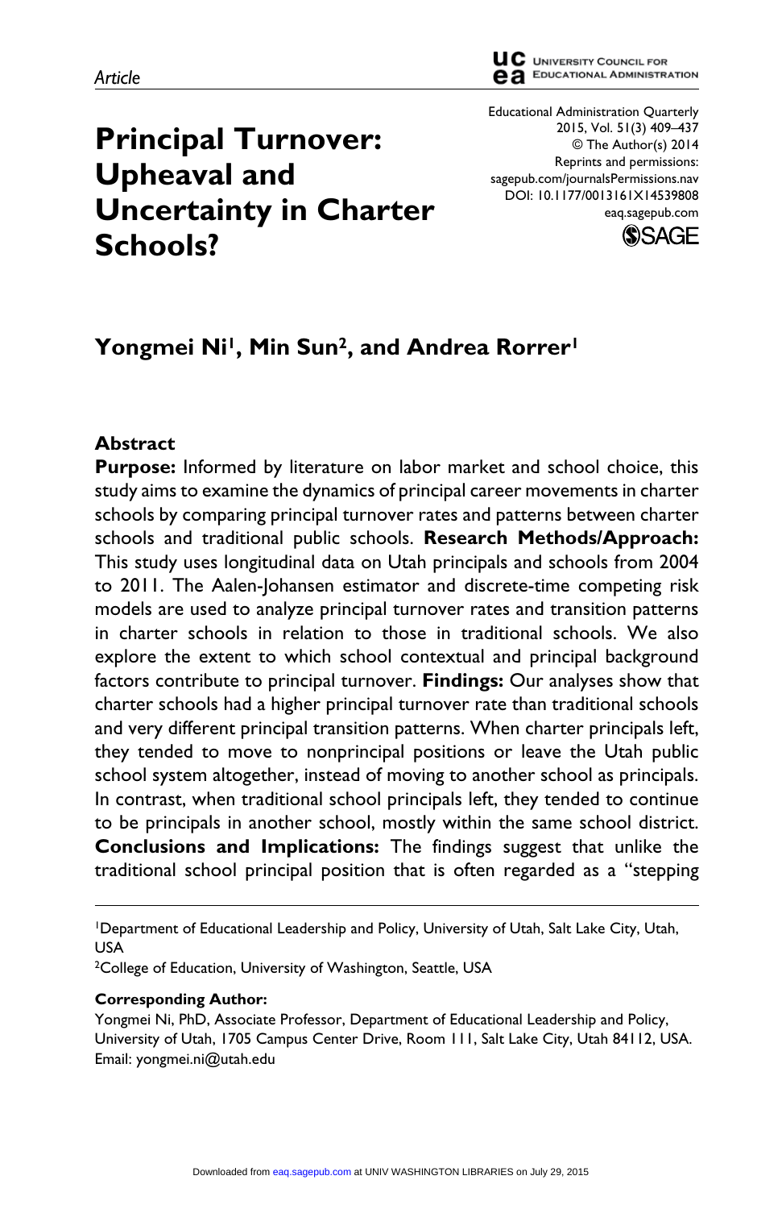Article

# Principal Turnover: Upheaval and Uncertainty in Charter Schools?

Educational Administration Quarterly
2015, Vol. 51(3) 409–437
© The Author(s) 2014
Reprints and permissions:
sagepub.com/journalsPermissions.nav
DOI: 10.1177/0013161X14539808
eaq.sagepub.com

**Yongmei Ni[1], Min Sun[2], and Andrea Rorrer[1]**

## Abstract

**Purpose:** Informed by literature on labor market and school choice, this study aims to examine the dynamics of principal career movements in charter schools by comparing principal turnover rates and patterns between charter schools and traditional public schools. **Research Methods/Approach:** This study uses longitudinal data on Utah principals and schools from 2004 to 2011. The Aalen-Johansen estimator and discrete-time competing risk models are used to analyze principal turnover rates and transition patterns in charter schools in relation to those in traditional schools. We also explore the extent to which school contextual and principal background factors contribute to principal turnover. **Findings:** Our analyses show that charter schools had a higher principal turnover rate than traditional schools and very different principal transition patterns. When charter principals left, they tended to move to nonprincipal positions or leave the Utah public school system altogether, instead of moving to another school as principals. In contrast, when traditional school principals left, they tended to continue to be principals in another school, mostly within the same school district. **Conclusions and Implications:** The findings suggest that unlike the traditional school principal position that is often regarded as a "stepping

[1]Department of Educational Leadership and Policy, University of Utah, Salt Lake City, Utah, USA
[2]College of Education, University of Washington, Seattle, USA

**Corresponding Author:**
Yongmei Ni, PhD, Associate Professor, Department of Educational Leadership and Policy, University of Utah, 1705 Campus Center Drive, Room 111, Salt Lake City, Utah 84112, USA.
Email: yongmei.ni@utah.edu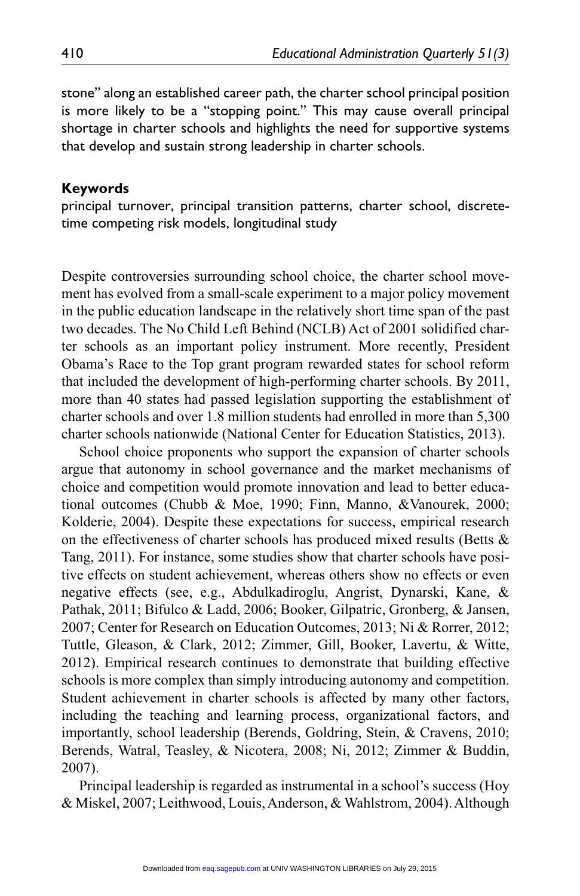stone" along an established career path, the charter school principal position is more likely to be a "stopping point." This may cause overall principal shortage in charter schools and highlights the need for supportive systems that develop and sustain strong leadership in charter schools.

**Keywords**

principal turnover, principal transition patterns, charter school, discrete-time competing risk models, longitudinal study

Despite controversies surrounding school choice, the charter school movement has evolved from a small-scale experiment to a major policy movement in the public education landscape in the relatively short time span of the past two decades. The No Child Left Behind (NCLB) Act of 2001 solidified charter schools as an important policy instrument. More recently, President Obama's Race to the Top grant program rewarded states for school reform that included the development of high-performing charter schools. By 2011, more than 40 states had passed legislation supporting the establishment of charter schools and over 1.8 million students had enrolled in more than 5,300 charter schools nationwide (National Center for Education Statistics, 2013).

School choice proponents who support the expansion of charter schools argue that autonomy in school governance and the market mechanisms of choice and competition would promote innovation and lead to better educational outcomes (Chubb & Moe, 1990; Finn, Manno, &Vanourek, 2000; Kolderie, 2004). Despite these expectations for success, empirical research on the effectiveness of charter schools has produced mixed results (Betts & Tang, 2011). For instance, some studies show that charter schools have positive effects on student achievement, whereas others show no effects or even negative effects (see, e.g., Abdulkadiroglu, Angrist, Dynarski, Kane, & Pathak, 2011; Bifulco & Ladd, 2006; Booker, Gilpatric, Gronberg, & Jansen, 2007; Center for Research on Education Outcomes, 2013; Ni & Rorrer, 2012; Tuttle, Gleason, & Clark, 2012; Zimmer, Gill, Booker, Lavertu, & Witte, 2012). Empirical research continues to demonstrate that building effective schools is more complex than simply introducing autonomy and competition. Student achievement in charter schools is affected by many other factors, including the teaching and learning process, organizational factors, and importantly, school leadership (Berends, Goldring, Stein, & Cravens, 2010; Berends, Watral, Teasley, & Nicotera, 2008; Ni, 2012; Zimmer & Buddin, 2007).

Principal leadership is regarded as instrumental in a school's success (Hoy & Miskel, 2007; Leithwood, Louis, Anderson, & Wahlstrom, 2004). Although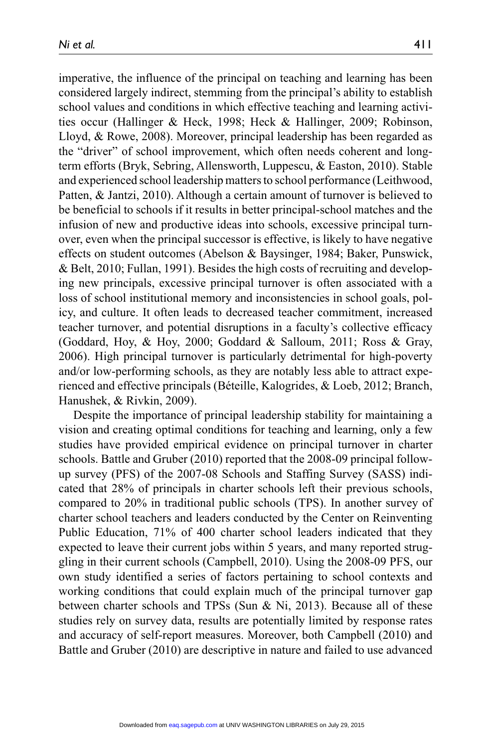imperative, the influence of the principal on teaching and learning has been considered largely indirect, stemming from the principal's ability to establish school values and conditions in which effective teaching and learning activities occur (Hallinger & Heck, 1998; Heck & Hallinger, 2009; Robinson, Lloyd, & Rowe, 2008). Moreover, principal leadership has been regarded as the "driver" of school improvement, which often needs coherent and long-term efforts (Bryk, Sebring, Allensworth, Luppescu, & Easton, 2010). Stable and experienced school leadership matters to school performance (Leithwood, Patten, & Jantzi, 2010). Although a certain amount of turnover is believed to be beneficial to schools if it results in better principal-school matches and the infusion of new and productive ideas into schools, excessive principal turnover, even when the principal successor is effective, is likely to have negative effects on student outcomes (Abelson & Baysinger, 1984; Baker, Punswick, & Belt, 2010; Fullan, 1991). Besides the high costs of recruiting and developing new principals, excessive principal turnover is often associated with a loss of school institutional memory and inconsistencies in school goals, policy, and culture. It often leads to decreased teacher commitment, increased teacher turnover, and potential disruptions in a faculty's collective efficacy (Goddard, Hoy, & Hoy, 2000; Goddard & Salloum, 2011; Ross & Gray, 2006). High principal turnover is particularly detrimental for high-poverty and/or low-performing schools, as they are notably less able to attract experienced and effective principals (Béteille, Kalogrides, & Loeb, 2012; Branch, Hanushek, & Rivkin, 2009).

Despite the importance of principal leadership stability for maintaining a vision and creating optimal conditions for teaching and learning, only a few studies have provided empirical evidence on principal turnover in charter schools. Battle and Gruber (2010) reported that the 2008-09 principal follow-up survey (PFS) of the 2007-08 Schools and Staffing Survey (SASS) indicated that 28% of principals in charter schools left their previous schools, compared to 20% in traditional public schools (TPS). In another survey of charter school teachers and leaders conducted by the Center on Reinventing Public Education, 71% of 400 charter school leaders indicated that they expected to leave their current jobs within 5 years, and many reported struggling in their current schools (Campbell, 2010). Using the 2008-09 PFS, our own study identified a series of factors pertaining to school contexts and working conditions that could explain much of the principal turnover gap between charter schools and TPSs (Sun & Ni, 2013). Because all of these studies rely on survey data, results are potentially limited by response rates and accuracy of self-report measures. Moreover, both Campbell (2010) and Battle and Gruber (2010) are descriptive in nature and failed to use advanced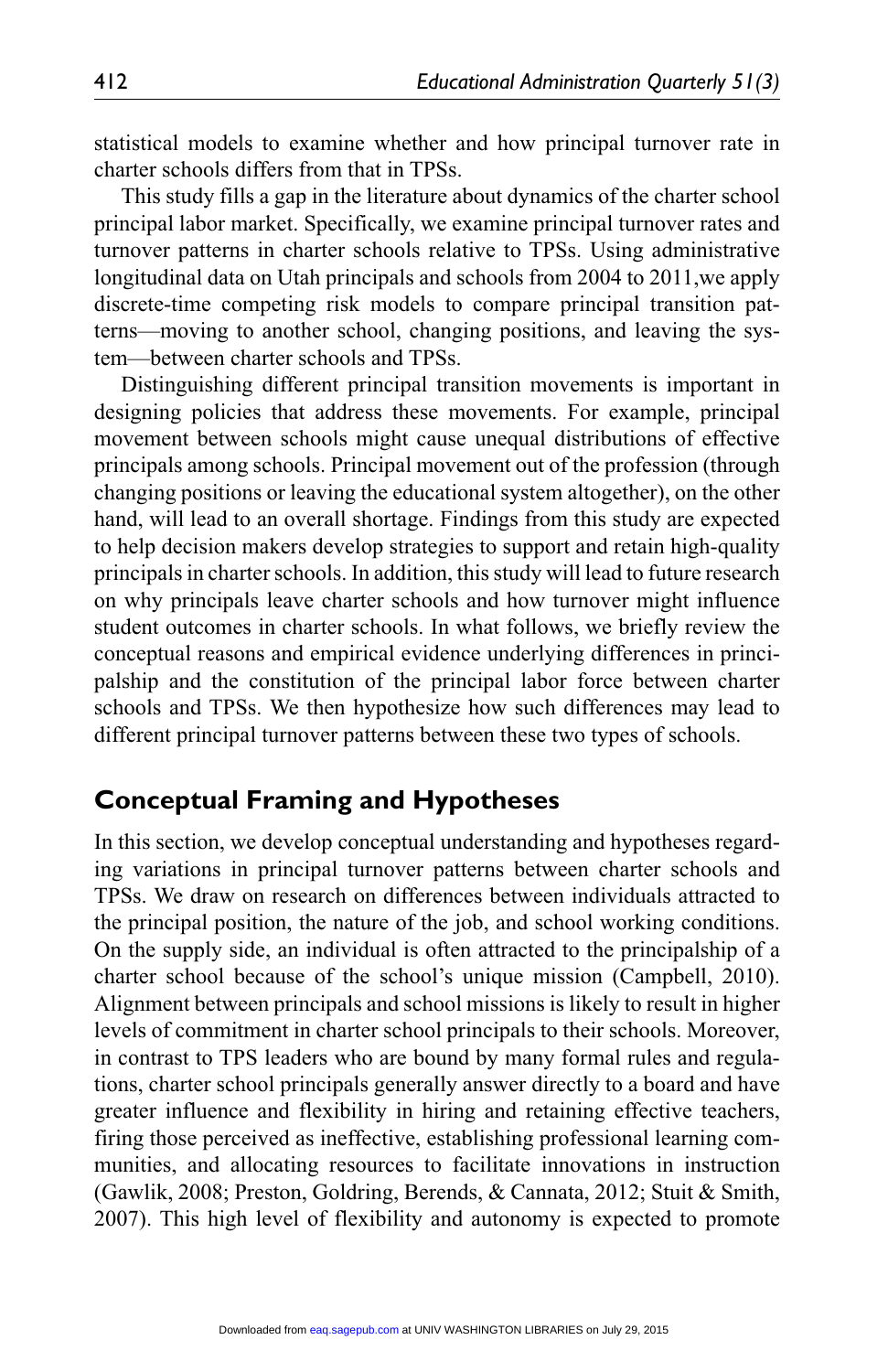statistical models to examine whether and how principal turnover rate in charter schools differs from that in TPSs.

This study fills a gap in the literature about dynamics of the charter school principal labor market. Specifically, we examine principal turnover rates and turnover patterns in charter schools relative to TPSs. Using administrative longitudinal data on Utah principals and schools from 2004 to 2011,we apply discrete-time competing risk models to compare principal transition patterns—moving to another school, changing positions, and leaving the system—between charter schools and TPSs.

Distinguishing different principal transition movements is important in designing policies that address these movements. For example, principal movement between schools might cause unequal distributions of effective principals among schools. Principal movement out of the profession (through changing positions or leaving the educational system altogether), on the other hand, will lead to an overall shortage. Findings from this study are expected to help decision makers develop strategies to support and retain high-quality principals in charter schools. In addition, this study will lead to future research on why principals leave charter schools and how turnover might influence student outcomes in charter schools. In what follows, we briefly review the conceptual reasons and empirical evidence underlying differences in principalship and the constitution of the principal labor force between charter schools and TPSs. We then hypothesize how such differences may lead to different principal turnover patterns between these two types of schools.

## Conceptual Framing and Hypotheses

In this section, we develop conceptual understanding and hypotheses regarding variations in principal turnover patterns between charter schools and TPSs. We draw on research on differences between individuals attracted to the principal position, the nature of the job, and school working conditions. On the supply side, an individual is often attracted to the principalship of a charter school because of the school's unique mission (Campbell, 2010). Alignment between principals and school missions is likely to result in higher levels of commitment in charter school principals to their schools. Moreover, in contrast to TPS leaders who are bound by many formal rules and regulations, charter school principals generally answer directly to a board and have greater influence and flexibility in hiring and retaining effective teachers, firing those perceived as ineffective, establishing professional learning communities, and allocating resources to facilitate innovations in instruction (Gawlik, 2008; Preston, Goldring, Berends, & Cannata, 2012; Stuit & Smith, 2007). This high level of flexibility and autonomy is expected to promote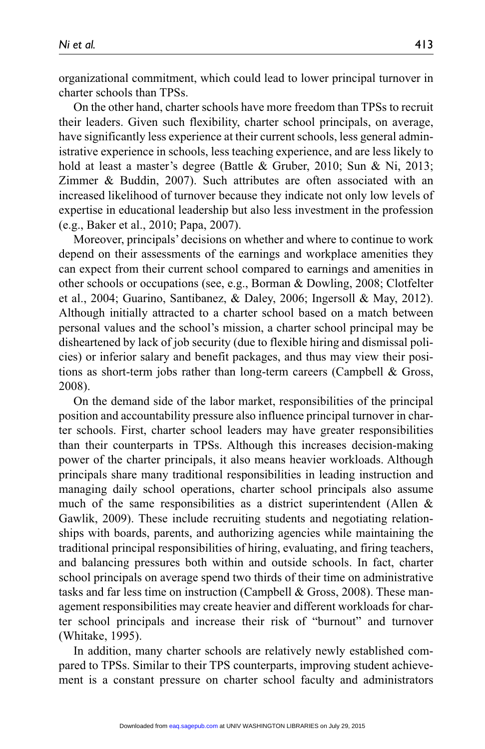organizational commitment, which could lead to lower principal turnover in charter schools than TPSs.

On the other hand, charter schools have more freedom than TPSs to recruit their leaders. Given such flexibility, charter school principals, on average, have significantly less experience at their current schools, less general administrative experience in schools, less teaching experience, and are less likely to hold at least a master's degree (Battle & Gruber, 2010; Sun & Ni, 2013; Zimmer & Buddin, 2007). Such attributes are often associated with an increased likelihood of turnover because they indicate not only low levels of expertise in educational leadership but also less investment in the profession (e.g., Baker et al., 2010; Papa, 2007).

Moreover, principals' decisions on whether and where to continue to work depend on their assessments of the earnings and workplace amenities they can expect from their current school compared to earnings and amenities in other schools or occupations (see, e.g., Borman & Dowling, 2008; Clotfelter et al., 2004; Guarino, Santibanez, & Daley, 2006; Ingersoll & May, 2012). Although initially attracted to a charter school based on a match between personal values and the school's mission, a charter school principal may be disheartened by lack of job security (due to flexible hiring and dismissal policies) or inferior salary and benefit packages, and thus may view their positions as short-term jobs rather than long-term careers (Campbell & Gross, 2008).

On the demand side of the labor market, responsibilities of the principal position and accountability pressure also influence principal turnover in charter schools. First, charter school leaders may have greater responsibilities than their counterparts in TPSs. Although this increases decision-making power of the charter principals, it also means heavier workloads. Although principals share many traditional responsibilities in leading instruction and managing daily school operations, charter school principals also assume much of the same responsibilities as a district superintendent (Allen & Gawlik, 2009). These include recruiting students and negotiating relationships with boards, parents, and authorizing agencies while maintaining the traditional principal responsibilities of hiring, evaluating, and firing teachers, and balancing pressures both within and outside schools. In fact, charter school principals on average spend two thirds of their time on administrative tasks and far less time on instruction (Campbell & Gross, 2008). These management responsibilities may create heavier and different workloads for charter school principals and increase their risk of "burnout" and turnover (Whitake, 1995).

In addition, many charter schools are relatively newly established compared to TPSs. Similar to their TPS counterparts, improving student achievement is a constant pressure on charter school faculty and administrators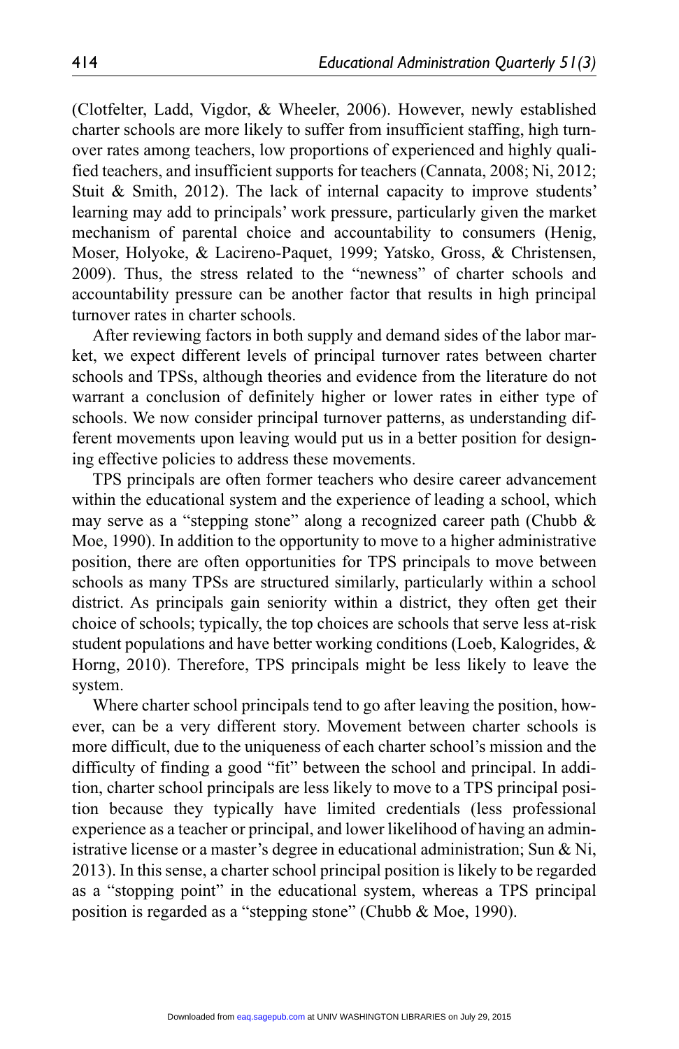(Clotfelter, Ladd, Vigdor, & Wheeler, 2006). However, newly established charter schools are more likely to suffer from insufficient staffing, high turnover rates among teachers, low proportions of experienced and highly qualified teachers, and insufficient supports for teachers (Cannata, 2008; Ni, 2012; Stuit & Smith, 2012). The lack of internal capacity to improve students' learning may add to principals' work pressure, particularly given the market mechanism of parental choice and accountability to consumers (Henig, Moser, Holyoke, & Lacireno-Paquet, 1999; Yatsko, Gross, & Christensen, 2009). Thus, the stress related to the "newness" of charter schools and accountability pressure can be another factor that results in high principal turnover rates in charter schools.

After reviewing factors in both supply and demand sides of the labor market, we expect different levels of principal turnover rates between charter schools and TPSs, although theories and evidence from the literature do not warrant a conclusion of definitely higher or lower rates in either type of schools. We now consider principal turnover patterns, as understanding different movements upon leaving would put us in a better position for designing effective policies to address these movements.

TPS principals are often former teachers who desire career advancement within the educational system and the experience of leading a school, which may serve as a "stepping stone" along a recognized career path (Chubb & Moe, 1990). In addition to the opportunity to move to a higher administrative position, there are often opportunities for TPS principals to move between schools as many TPSs are structured similarly, particularly within a school district. As principals gain seniority within a district, they often get their choice of schools; typically, the top choices are schools that serve less at-risk student populations and have better working conditions (Loeb, Kalogrides, & Horng, 2010). Therefore, TPS principals might be less likely to leave the system.

Where charter school principals tend to go after leaving the position, however, can be a very different story. Movement between charter schools is more difficult, due to the uniqueness of each charter school's mission and the difficulty of finding a good "fit" between the school and principal. In addition, charter school principals are less likely to move to a TPS principal position because they typically have limited credentials (less professional experience as a teacher or principal, and lower likelihood of having an administrative license or a master's degree in educational administration; Sun & Ni, 2013). In this sense, a charter school principal position is likely to be regarded as a "stopping point" in the educational system, whereas a TPS principal position is regarded as a "stepping stone" (Chubb & Moe, 1990).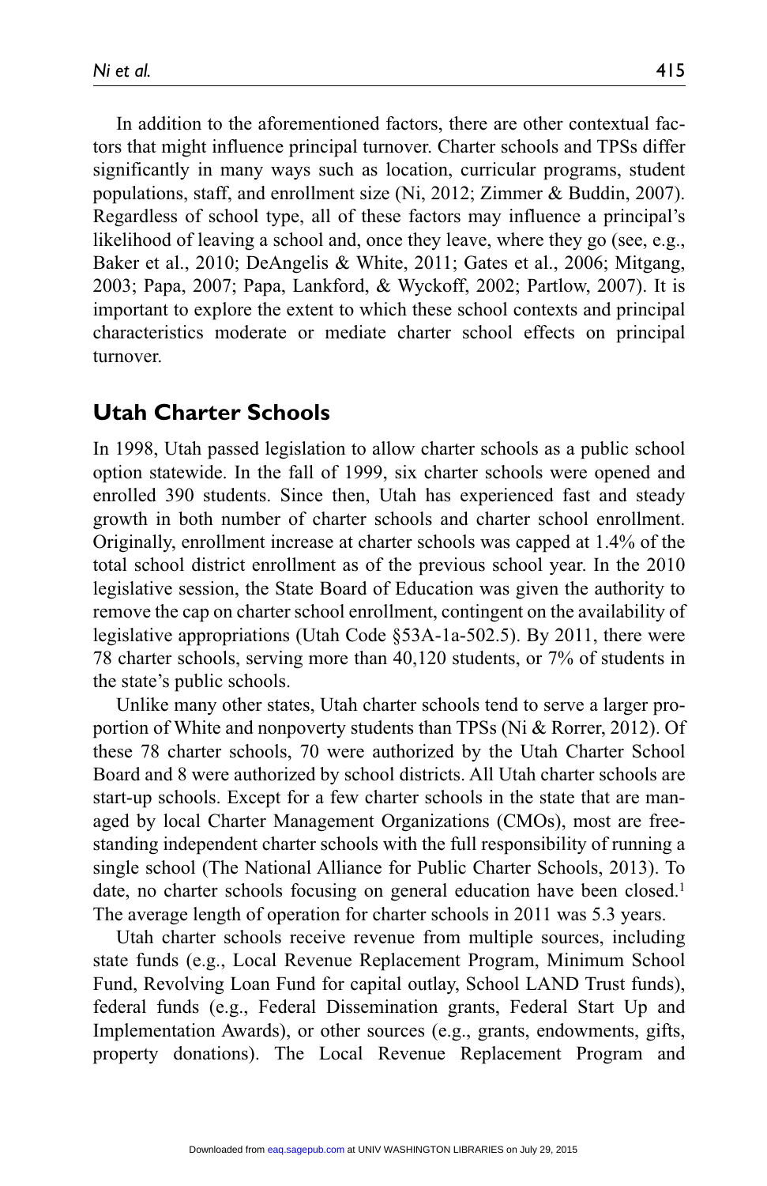In addition to the aforementioned factors, there are other contextual factors that might influence principal turnover. Charter schools and TPSs differ significantly in many ways such as location, curricular programs, student populations, staff, and enrollment size (Ni, 2012; Zimmer & Buddin, 2007). Regardless of school type, all of these factors may influence a principal's likelihood of leaving a school and, once they leave, where they go (see, e.g., Baker et al., 2010; DeAngelis & White, 2011; Gates et al., 2006; Mitgang, 2003; Papa, 2007; Papa, Lankford, & Wyckoff, 2002; Partlow, 2007). It is important to explore the extent to which these school contexts and principal characteristics moderate or mediate charter school effects on principal turnover.

## Utah Charter Schools

In 1998, Utah passed legislation to allow charter schools as a public school option statewide. In the fall of 1999, six charter schools were opened and enrolled 390 students. Since then, Utah has experienced fast and steady growth in both number of charter schools and charter school enrollment. Originally, enrollment increase at charter schools was capped at 1.4% of the total school district enrollment as of the previous school year. In the 2010 legislative session, the State Board of Education was given the authority to remove the cap on charter school enrollment, contingent on the availability of legislative appropriations (Utah Code §53A-1a-502.5). By 2011, there were 78 charter schools, serving more than 40,120 students, or 7% of students in the state's public schools.

Unlike many other states, Utah charter schools tend to serve a larger proportion of White and nonpoverty students than TPSs (Ni & Rorrer, 2012). Of these 78 charter schools, 70 were authorized by the Utah Charter School Board and 8 were authorized by school districts. All Utah charter schools are start-up schools. Except for a few charter schools in the state that are managed by local Charter Management Organizations (CMOs), most are free-standing independent charter schools with the full responsibility of running a single school (The National Alliance for Public Charter Schools, 2013). To date, no charter schools focusing on general education have been closed.[1] The average length of operation for charter schools in 2011 was 5.3 years.

Utah charter schools receive revenue from multiple sources, including state funds (e.g., Local Revenue Replacement Program, Minimum School Fund, Revolving Loan Fund for capital outlay, School LAND Trust funds), federal funds (e.g., Federal Dissemination grants, Federal Start Up and Implementation Awards), or other sources (e.g., grants, endowments, gifts, property donations). The Local Revenue Replacement Program and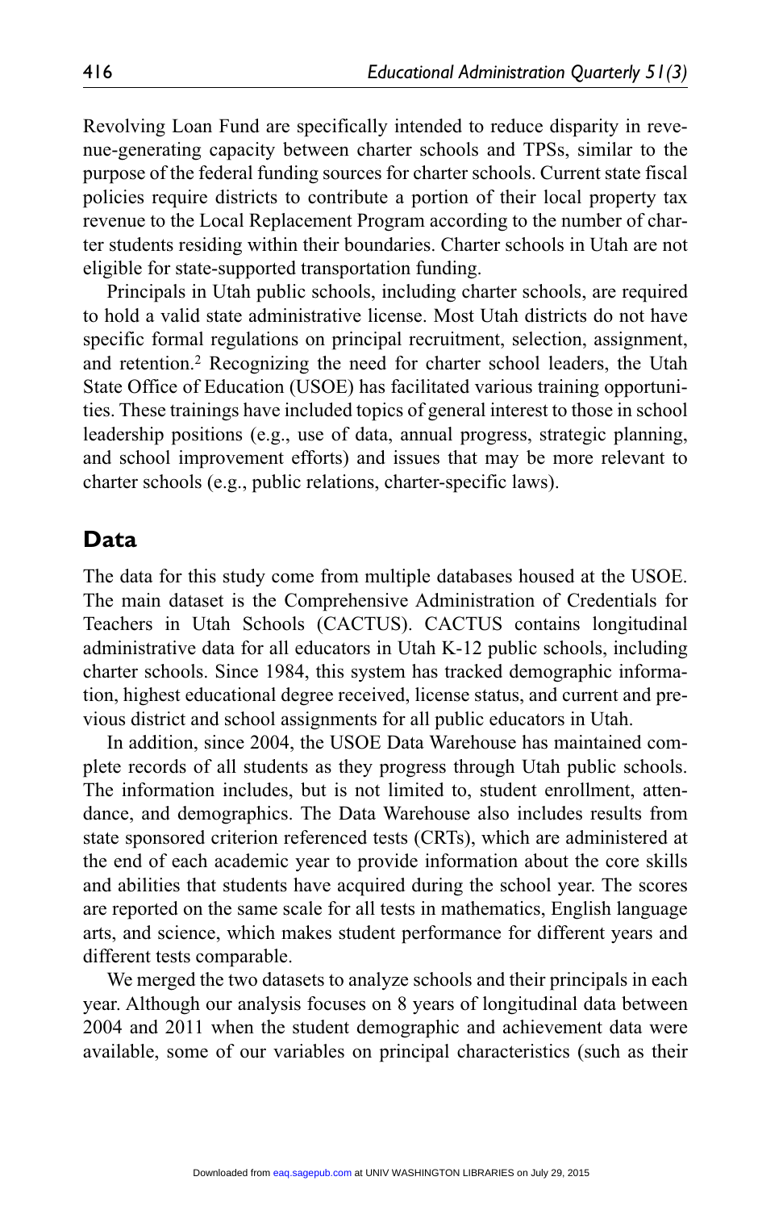Revolving Loan Fund are specifically intended to reduce disparity in revenue-generating capacity between charter schools and TPSs, similar to the purpose of the federal funding sources for charter schools. Current state fiscal policies require districts to contribute a portion of their local property tax revenue to the Local Replacement Program according to the number of charter students residing within their boundaries. Charter schools in Utah are not eligible for state-supported transportation funding.

Principals in Utah public schools, including charter schools, are required to hold a valid state administrative license. Most Utah districts do not have specific formal regulations on principal recruitment, selection, assignment, and retention.[2] Recognizing the need for charter school leaders, the Utah State Office of Education (USOE) has facilitated various training opportunities. These trainings have included topics of general interest to those in school leadership positions (e.g., use of data, annual progress, strategic planning, and school improvement efforts) and issues that may be more relevant to charter schools (e.g., public relations, charter-specific laws).

## Data

The data for this study come from multiple databases housed at the USOE. The main dataset is the Comprehensive Administration of Credentials for Teachers in Utah Schools (CACTUS). CACTUS contains longitudinal administrative data for all educators in Utah K-12 public schools, including charter schools. Since 1984, this system has tracked demographic information, highest educational degree received, license status, and current and previous district and school assignments for all public educators in Utah.

In addition, since 2004, the USOE Data Warehouse has maintained complete records of all students as they progress through Utah public schools. The information includes, but is not limited to, student enrollment, attendance, and demographics. The Data Warehouse also includes results from state sponsored criterion referenced tests (CRTs), which are administered at the end of each academic year to provide information about the core skills and abilities that students have acquired during the school year. The scores are reported on the same scale for all tests in mathematics, English language arts, and science, which makes student performance for different years and different tests comparable.

We merged the two datasets to analyze schools and their principals in each year. Although our analysis focuses on 8 years of longitudinal data between 2004 and 2011 when the student demographic and achievement data were available, some of our variables on principal characteristics (such as their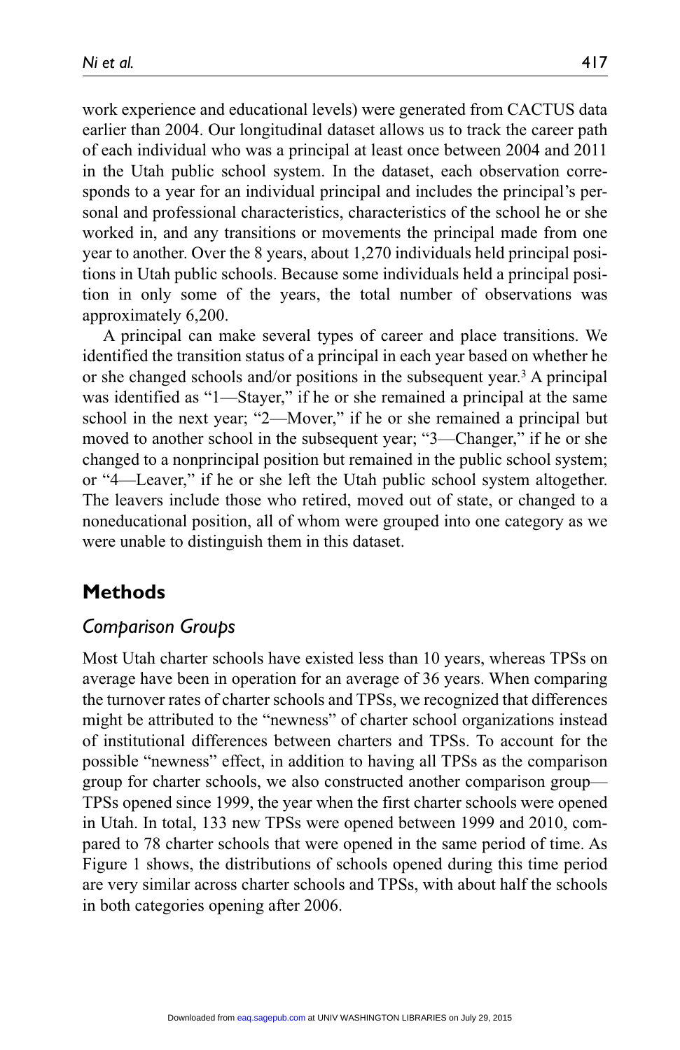work experience and educational levels) were generated from CACTUS data earlier than 2004. Our longitudinal dataset allows us to track the career path of each individual who was a principal at least once between 2004 and 2011 in the Utah public school system. In the dataset, each observation corresponds to a year for an individual principal and includes the principal's personal and professional characteristics, characteristics of the school he or she worked in, and any transitions or movements the principal made from one year to another. Over the 8 years, about 1,270 individuals held principal positions in Utah public schools. Because some individuals held a principal position in only some of the years, the total number of observations was approximately 6,200.

A principal can make several types of career and place transitions. We identified the transition status of a principal in each year based on whether he or she changed schools and/or positions in the subsequent year.[3] A principal was identified as "1—Stayer," if he or she remained a principal at the same school in the next year; "2—Mover," if he or she remained a principal but moved to another school in the subsequent year; "3—Changer," if he or she changed to a nonprincipal position but remained in the public school system; or "4—Leaver," if he or she left the Utah public school system altogether. The leavers include those who retired, moved out of state, or changed to a noneducational position, all of whom were grouped into one category as we were unable to distinguish them in this dataset.

## Methods

### *Comparison Groups*

Most Utah charter schools have existed less than 10 years, whereas TPSs on average have been in operation for an average of 36 years. When comparing the turnover rates of charter schools and TPSs, we recognized that differences might be attributed to the "newness" of charter school organizations instead of institutional differences between charters and TPSs. To account for the possible "newness" effect, in addition to having all TPSs as the comparison group for charter schools, we also constructed another comparison group—TPSs opened since 1999, the year when the first charter schools were opened in Utah. In total, 133 new TPSs were opened between 1999 and 2010, compared to 78 charter schools that were opened in the same period of time. As Figure 1 shows, the distributions of schools opened during this time period are very similar across charter schools and TPSs, with about half the schools in both categories opening after 2006.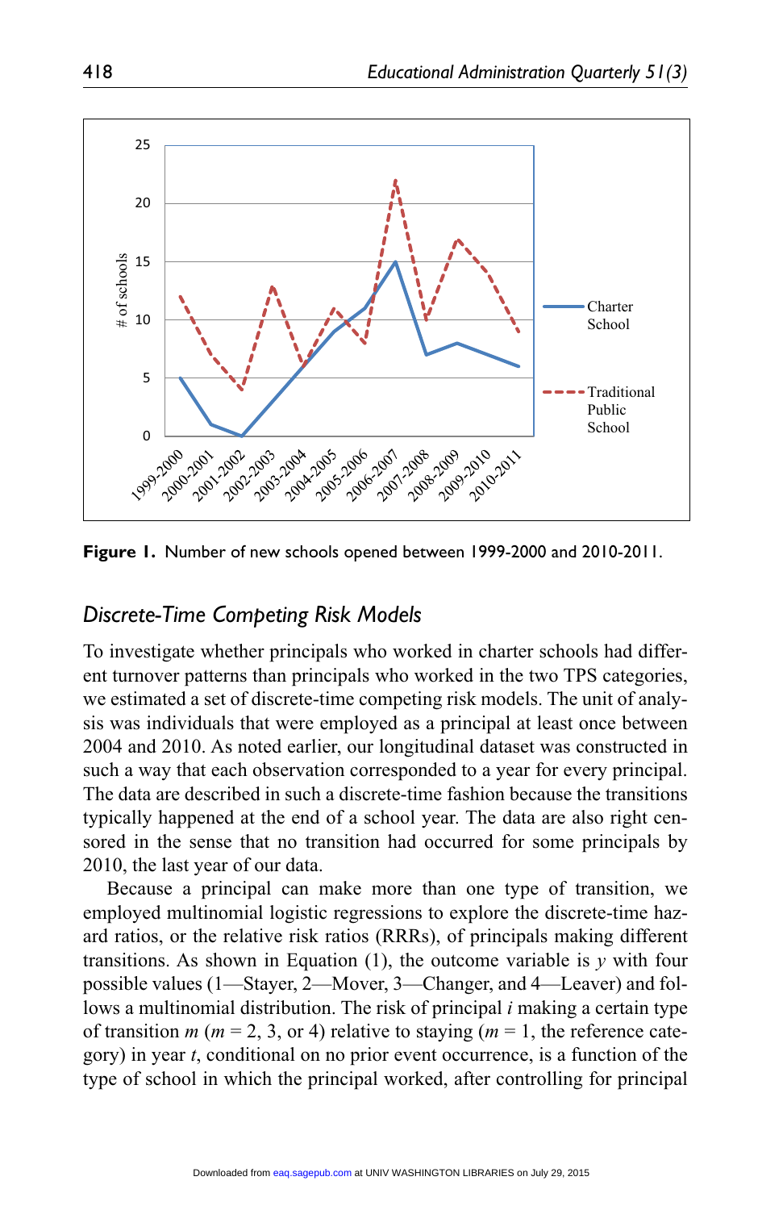**Figure 1.** Number of new schools opened between 1999-2000 and 2010-2011.

## *Discrete-Time Competing Risk Models*

To investigate whether principals who worked in charter schools had different turnover patterns than principals who worked in the two TPS categories, we estimated a set of discrete-time competing risk models. The unit of analysis was individuals that were employed as a principal at least once between 2004 and 2010. As noted earlier, our longitudinal dataset was constructed in such a way that each observation corresponded to a year for every principal. The data are described in such a discrete-time fashion because the transitions typically happened at the end of a school year. The data are also right censored in the sense that no transition had occurred for some principals by 2010, the last year of our data.

Because a principal can make more than one type of transition, we employed multinomial logistic regressions to explore the discrete-time hazard ratios, or the relative risk ratios (RRRs), of principals making different transitions. As shown in Equation (1), the outcome variable is $y$ with four possible values (1—Stayer, 2—Mover, 3—Changer, and 4—Leaver) and follows a multinomial distribution. The risk of principal $i$ making a certain type of transition $m$ ($m$ = 2, 3, or 4) relative to staying ($m$ = 1, the reference category) in year $t$, conditional on no prior event occurrence, is a function of the type of school in which the principal worked, after controlling for principal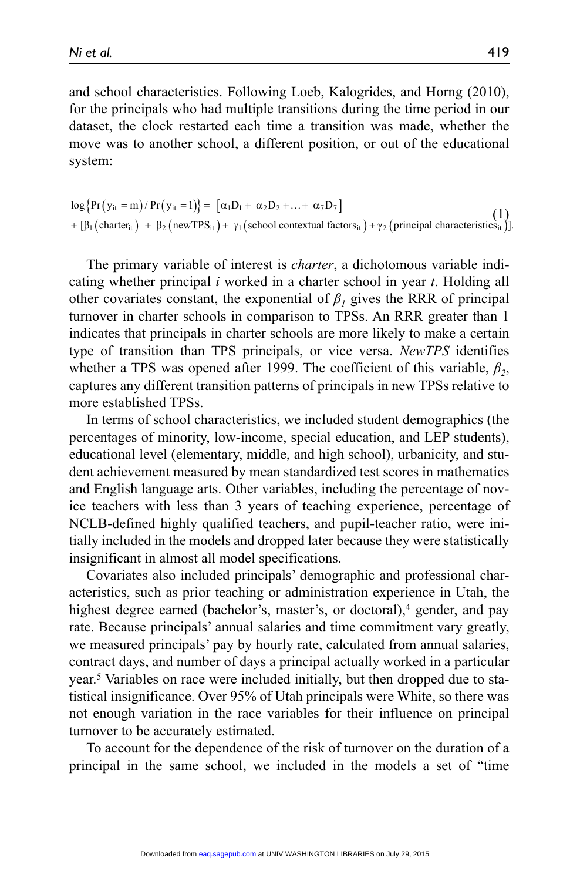and school characteristics. Following Loeb, Kalogrides, and Horng (2010), for the principals who had multiple transitions during the time period in our dataset, the clock restarted each time a transition was made, whether the move was to another school, a different position, or out of the educational system:

$$\log\left\{\Pr\left(y_{it}=m\right)/\Pr\left(y_{it}=1\right)\right\} = \left[\alpha_1 D_1 + \alpha_2 D_2 + \ldots + \alpha_7 D_7\right] + \left[\beta_1\left(\text{charter}_{it}\right) + \beta_2\left(\text{newTPS}_{it}\right) + \gamma_1\left(\text{school contextual factors}_{it}\right) + \gamma_2\left(\text{principal characteristics}_{it}\right)\right]. \tag{1}$$

The primary variable of interest is *charter*, a dichotomous variable indicating whether principal *i* worked in a charter school in year *t*. Holding all other covariates constant, the exponential of $\beta_1$ gives the RRR of principal turnover in charter schools in comparison to TPSs. An RRR greater than 1 indicates that principals in charter schools are more likely to make a certain type of transition than TPS principals, or vice versa. *NewTPS* identifies whether a TPS was opened after 1999. The coefficient of this variable, $\beta_2$, captures any different transition patterns of principals in new TPSs relative to more established TPSs.

In terms of school characteristics, we included student demographics (the percentages of minority, low-income, special education, and LEP students), educational level (elementary, middle, and high school), urbanicity, and student achievement measured by mean standardized test scores in mathematics and English language arts. Other variables, including the percentage of novice teachers with less than 3 years of teaching experience, percentage of NCLB-defined highly qualified teachers, and pupil-teacher ratio, were initially included in the models and dropped later because they were statistically insignificant in almost all model specifications.

Covariates also included principals' demographic and professional characteristics, such as prior teaching or administration experience in Utah, the highest degree earned (bachelor's, master's, or doctoral),[4] gender, and pay rate. Because principals' annual salaries and time commitment vary greatly, we measured principals' pay by hourly rate, calculated from annual salaries, contract days, and number of days a principal actually worked in a particular year.[5] Variables on race were included initially, but then dropped due to statistical insignificance. Over 95% of Utah principals were White, so there was not enough variation in the race variables for their influence on principal turnover to be accurately estimated.

To account for the dependence of the risk of turnover on the duration of a principal in the same school, we included in the models a set of "time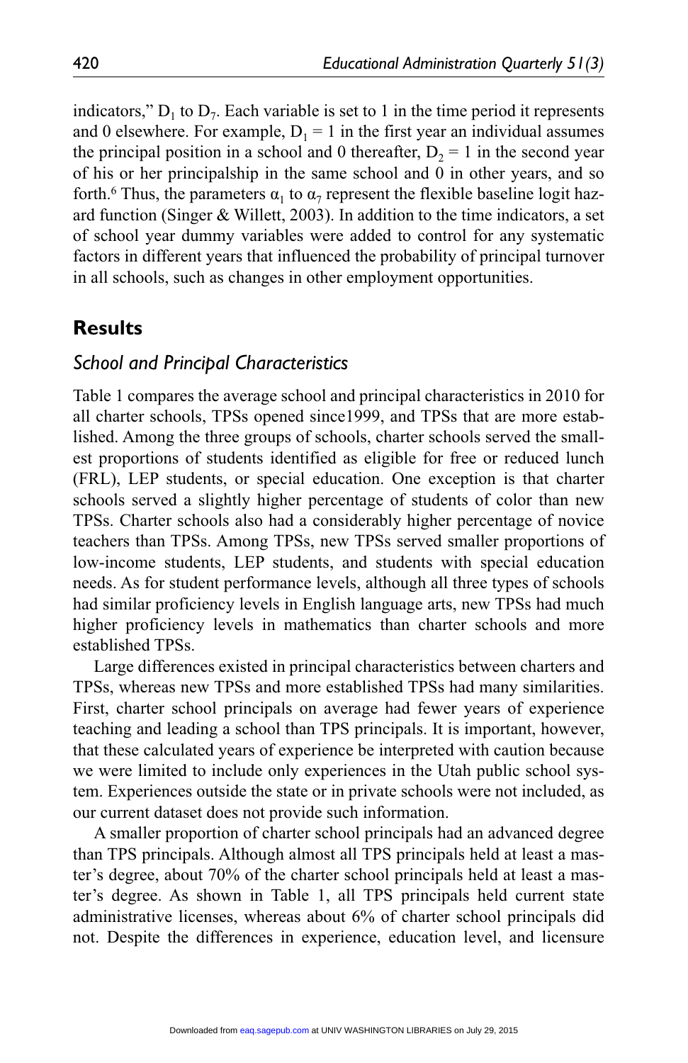indicators," $D_1$ to $D_7$. Each variable is set to 1 in the time period it represents and 0 elsewhere. For example, $D_1 = 1$ in the first year an individual assumes the principal position in a school and 0 thereafter, $D_2 = 1$ in the second year of his or her principalship in the same school and 0 in other years, and so forth.[6] Thus, the parameters $\alpha_1$ to $\alpha_7$ represent the flexible baseline logit hazard function (Singer & Willett, 2003). In addition to the time indicators, a set of school year dummy variables were added to control for any systematic factors in different years that influenced the probability of principal turnover in all schools, such as changes in other employment opportunities.

## Results

### *School and Principal Characteristics*

Table 1 compares the average school and principal characteristics in 2010 for all charter schools, TPSs opened since1999, and TPSs that are more established. Among the three groups of schools, charter schools served the smallest proportions of students identified as eligible for free or reduced lunch (FRL), LEP students, or special education. One exception is that charter schools served a slightly higher percentage of students of color than new TPSs. Charter schools also had a considerably higher percentage of novice teachers than TPSs. Among TPSs, new TPSs served smaller proportions of low-income students, LEP students, and students with special education needs. As for student performance levels, although all three types of schools had similar proficiency levels in English language arts, new TPSs had much higher proficiency levels in mathematics than charter schools and more established TPSs.

Large differences existed in principal characteristics between charters and TPSs, whereas new TPSs and more established TPSs had many similarities. First, charter school principals on average had fewer years of experience teaching and leading a school than TPS principals. It is important, however, that these calculated years of experience be interpreted with caution because we were limited to include only experiences in the Utah public school system. Experiences outside the state or in private schools were not included, as our current dataset does not provide such information.

A smaller proportion of charter school principals had an advanced degree than TPS principals. Although almost all TPS principals held at least a master's degree, about 70% of the charter school principals held at least a master's degree. As shown in Table 1, all TPS principals held current state administrative licenses, whereas about 6% of charter school principals did not. Despite the differences in experience, education level, and licensure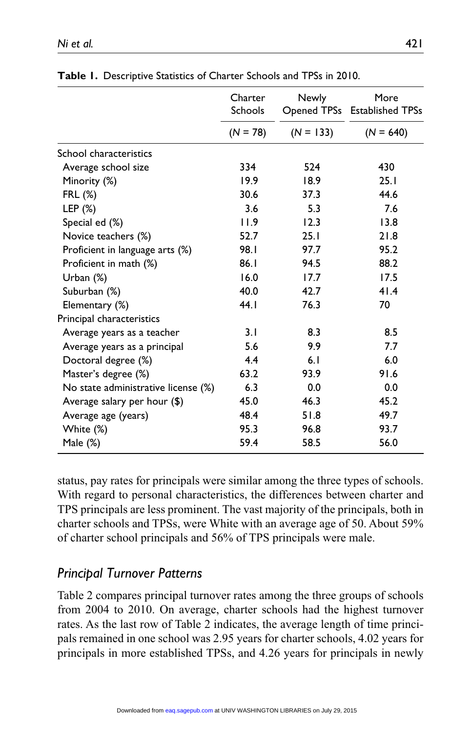**Table 1.** Descriptive Statistics of Charter Schools and TPSs in 2010.

| | Charter Schools | Newly Opened TPSs | More Established TPSs |
|---|---|---|---|
| | (*N* = 78) | (*N* = 133) | (*N* = 640) |
| School characteristics | | | |
| Average school size | 334 | 524 | 430 |
| Minority (%) | 19.9 | 18.9 | 25.1 |
| FRL (%) | 30.6 | 37.3 | 44.6 |
| LEP (%) | 3.6 | 5.3 | 7.6 |
| Special ed (%) | 11.9 | 12.3 | 13.8 |
| Novice teachers (%) | 52.7 | 25.1 | 21.8 |
| Proficient in language arts (%) | 98.1 | 97.7 | 95.2 |
| Proficient in math (%) | 86.1 | 94.5 | 88.2 |
| Urban (%) | 16.0 | 17.7 | 17.5 |
| Suburban (%) | 40.0 | 42.7 | 41.4 |
| Elementary (%) | 44.1 | 76.3 | 70 |
| Principal characteristics | | | |
| Average years as a teacher | 3.1 | 8.3 | 8.5 |
| Average years as a principal | 5.6 | 9.9 | 7.7 |
| Doctoral degree (%) | 4.4 | 6.1 | 6.0 |
| Master's degree (%) | 63.2 | 93.9 | 91.6 |
| No state administrative license (%) | 6.3 | 0.0 | 0.0 |
| Average salary per hour ($) | 45.0 | 46.3 | 45.2 |
| Average age (years) | 48.4 | 51.8 | 49.7 |
| White (%) | 95.3 | 96.8 | 93.7 |
| Male (%) | 59.4 | 58.5 | 56.0 |

status, pay rates for principals were similar among the three types of schools. With regard to personal characteristics, the differences between charter and TPS principals are less prominent. The vast majority of the principals, both in charter schools and TPSs, were White with an average age of 50. About 59% of charter school principals and 56% of TPS principals were male.

### *Principal Turnover Patterns*

Table 2 compares principal turnover rates among the three groups of schools from 2004 to 2010. On average, charter schools had the highest turnover rates. As the last row of Table 2 indicates, the average length of time principals remained in one school was 2.95 years for charter schools, 4.02 years for principals in more established TPSs, and 4.26 years for principals in newly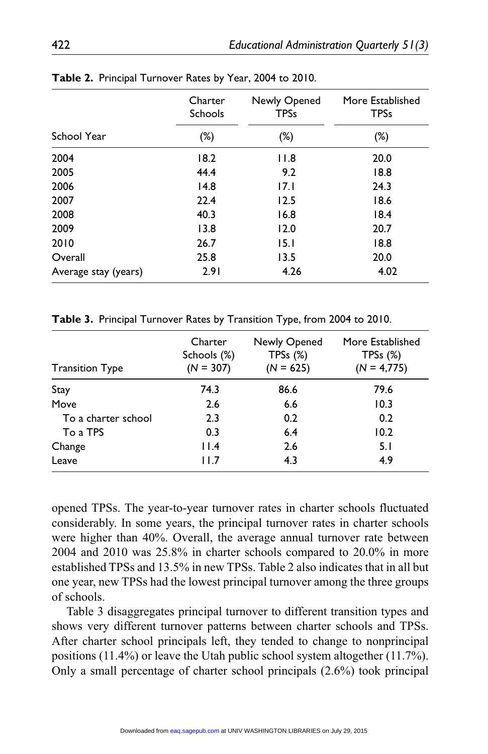**Table 2.** Principal Turnover Rates by Year, 2004 to 2010.

| School Year | Charter Schools (%) | Newly Opened TPSs (%) | More Established TPSs (%) |
|---|---|---|---|
| 2004 | 18.2 | 11.8 | 20.0 |
| 2005 | 44.4 | 9.2 | 18.8 |
| 2006 | 14.8 | 17.1 | 24.3 |
| 2007 | 22.4 | 12.5 | 18.6 |
| 2008 | 40.3 | 16.8 | 18.4 |
| 2009 | 13.8 | 12.0 | 20.7 |
| 2010 | 26.7 | 15.1 | 18.8 |
| Overall | 25.8 | 13.5 | 20.0 |
| Average stay (years) | 2.91 | 4.26 | 4.02 |

**Table 3.** Principal Turnover Rates by Transition Type, from 2004 to 2010.

| Transition Type | Charter Schools (%) (*N* = 307) | Newly Opened TPSs (%) (*N* = 625) | More Established TPSs (%) (*N* = 4,775) |
|---|---|---|---|
| Stay | 74.3 | 86.6 | 79.6 |
| Move | 2.6 | 6.6 | 10.3 |
| To a charter school | 2.3 | 0.2 | 0.2 |
| To a TPS | 0.3 | 6.4 | 10.2 |
| Change | 11.4 | 2.6 | 5.1 |
| Leave | 11.7 | 4.3 | 4.9 |

opened TPSs. The year-to-year turnover rates in charter schools fluctuated considerably. In some years, the principal turnover rates in charter schools were higher than 40%. Overall, the average annual turnover rate between 2004 and 2010 was 25.8% in charter schools compared to 20.0% in more established TPSs and 13.5% in new TPSs. Table 2 also indicates that in all but one year, new TPSs had the lowest principal turnover among the three groups of schools.

Table 3 disaggregates principal turnover to different transition types and shows very different turnover patterns between charter schools and TPSs. After charter school principals left, they tended to change to nonprincipal positions (11.4%) or leave the Utah public school system altogether (11.7%). Only a small percentage of charter school principals (2.6%) took principal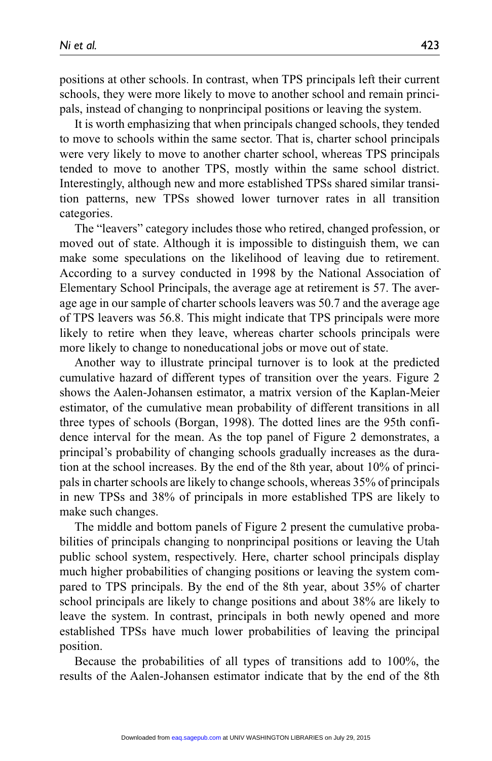positions at other schools. In contrast, when TPS principals left their current schools, they were more likely to move to another school and remain principals, instead of changing to nonprincipal positions or leaving the system.

It is worth emphasizing that when principals changed schools, they tended to move to schools within the same sector. That is, charter school principals were very likely to move to another charter school, whereas TPS principals tended to move to another TPS, mostly within the same school district. Interestingly, although new and more established TPSs shared similar transition patterns, new TPSs showed lower turnover rates in all transition categories.

The "leavers" category includes those who retired, changed profession, or moved out of state. Although it is impossible to distinguish them, we can make some speculations on the likelihood of leaving due to retirement. According to a survey conducted in 1998 by the National Association of Elementary School Principals, the average age at retirement is 57. The average age in our sample of charter schools leavers was 50.7 and the average age of TPS leavers was 56.8. This might indicate that TPS principals were more likely to retire when they leave, whereas charter schools principals were more likely to change to noneducational jobs or move out of state.

Another way to illustrate principal turnover is to look at the predicted cumulative hazard of different types of transition over the years. Figure 2 shows the Aalen-Johansen estimator, a matrix version of the Kaplan-Meier estimator, of the cumulative mean probability of different transitions in all three types of schools (Borgan, 1998). The dotted lines are the 95th confidence interval for the mean. As the top panel of Figure 2 demonstrates, a principal's probability of changing schools gradually increases as the duration at the school increases. By the end of the 8th year, about 10% of principals in charter schools are likely to change schools, whereas 35% of principals in new TPSs and 38% of principals in more established TPS are likely to make such changes.

The middle and bottom panels of Figure 2 present the cumulative probabilities of principals changing to nonprincipal positions or leaving the Utah public school system, respectively. Here, charter school principals display much higher probabilities of changing positions or leaving the system compared to TPS principals. By the end of the 8th year, about 35% of charter school principals are likely to change positions and about 38% are likely to leave the system. In contrast, principals in both newly opened and more established TPSs have much lower probabilities of leaving the principal position.

Because the probabilities of all types of transitions add to 100%, the results of the Aalen-Johansen estimator indicate that by the end of the 8th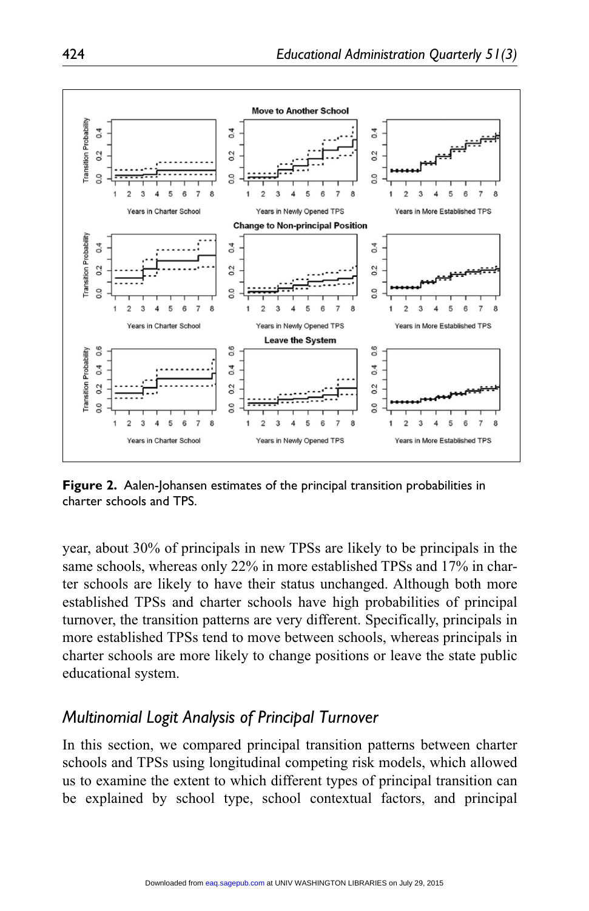Figure 2. Aalen-Johansen estimates of the principal transition probabilities in charter schools and TPS.

year, about 30% of principals in new TPSs are likely to be principals in the same schools, whereas only 22% in more established TPSs and 17% in charter schools are likely to have their status unchanged. Although both more established TPSs and charter schools have high probabilities of principal turnover, the transition patterns are very different. Specifically, principals in more established TPSs tend to move between schools, whereas principals in charter schools are more likely to change positions or leave the state public educational system.

## *Multinomial Logit Analysis of Principal Turnover*

In this section, we compared principal transition patterns between charter schools and TPSs using longitudinal competing risk models, which allowed us to examine the extent to which different types of principal transition can be explained by school type, school contextual factors, and principal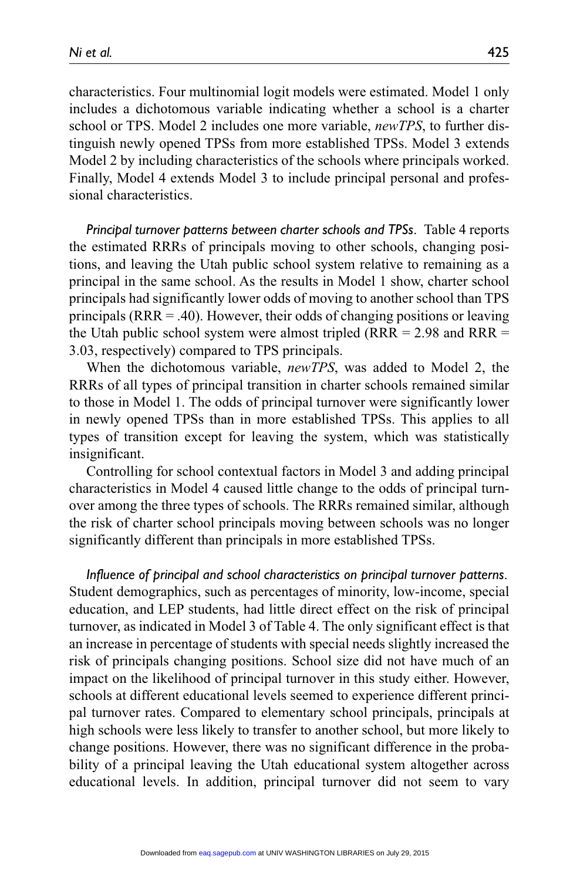characteristics. Four multinomial logit models were estimated. Model 1 only includes a dichotomous variable indicating whether a school is a charter school or TPS. Model 2 includes one more variable, *newTPS*, to further distinguish newly opened TPSs from more established TPSs. Model 3 extends Model 2 by including characteristics of the schools where principals worked. Finally, Model 4 extends Model 3 to include principal personal and professional characteristics.

*Principal turnover patterns between charter schools and TPSs*. Table 4 reports the estimated RRRs of principals moving to other schools, changing positions, and leaving the Utah public school system relative to remaining as a principal in the same school. As the results in Model 1 show, charter school principals had significantly lower odds of moving to another school than TPS principals (RRR = .40). However, their odds of changing positions or leaving the Utah public school system were almost tripled (RRR = 2.98 and RRR = 3.03, respectively) compared to TPS principals.

When the dichotomous variable, *newTPS*, was added to Model 2, the RRRs of all types of principal transition in charter schools remained similar to those in Model 1. The odds of principal turnover were significantly lower in newly opened TPSs than in more established TPSs. This applies to all types of transition except for leaving the system, which was statistically insignificant.

Controlling for school contextual factors in Model 3 and adding principal characteristics in Model 4 caused little change to the odds of principal turnover among the three types of schools. The RRRs remained similar, although the risk of charter school principals moving between schools was no longer significantly different than principals in more established TPSs.

*Influence of principal and school characteristics on principal turnover patterns*. Student demographics, such as percentages of minority, low-income, special education, and LEP students, had little direct effect on the risk of principal turnover, as indicated in Model 3 of Table 4. The only significant effect is that an increase in percentage of students with special needs slightly increased the risk of principals changing positions. School size did not have much of an impact on the likelihood of principal turnover in this study either. However, schools at different educational levels seemed to experience different principal turnover rates. Compared to elementary school principals, principals at high schools were less likely to transfer to another school, but more likely to change positions. However, there was no significant difference in the probability of a principal leaving the Utah educational system altogether across educational levels. In addition, principal turnover did not seem to vary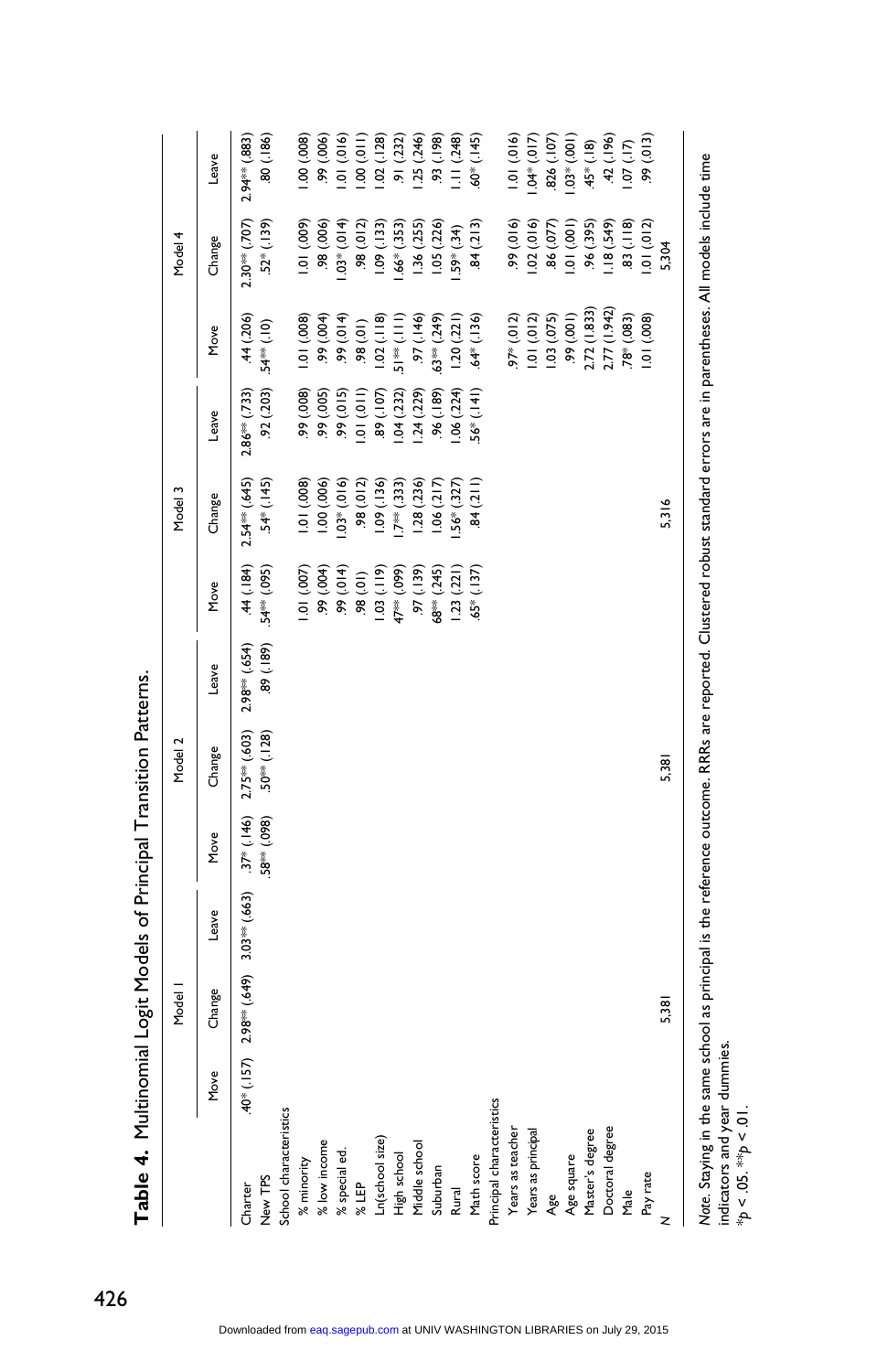**Table 4.** Multinomial Logit Models of Principal Transition Patterns.

| | Model 1 | | | Model 2 | | | Model 3 | | | Model 4 | | |
|---|---|---|---|---|---|---|---|---|---|---|---|---|
| | Move | Change | Leave | Move | Change | Leave | Move | Change | Leave | Move | Change | Leave |
| Charter | .40* (.157) | 2.98** (.649) | 3.03** (.663) | .37* (.146) | 2.75** (.603) | 2.98** (.654) | .44 (.184) | 2.54** (.645) | 2.86** (.733) | .44 (.206) | 2.30** (.707) | 2.94** (.883) |
| New TPS | | | | .58** (.098) | .50** (.128) | .89 (.189) | .54** (.095) | .54* (.145) | .92 (.203) | .54** (.10) | .52* (.139) | .80 (.186) |
| School characteristics | | | | | | | | | | | | |
| % minority | | | | | | | 1.01 (.007) | 1.01 (.008) | .99 (.008) | 1.01 (.008) | 1.01 (.009) | 1.00 (.008) |
| % low income | | | | | | | .99 (.004) | 1.00 (.006) | .99 (.005) | .99 (.004) | .98 (.006) | .99 (.006) |
| % special ed. | | | | | | | .99 (.014) | 1.03* (.016) | .99 (.015) | .99 (.014) | 1.03* (.014) | 1.01 (.016) |
| % LEP | | | | | | | .98 (.01) | .98 (.012) | 1.01 (.011) | .98 (.01) | .98 (.012) | 1.00 (.011) |
| Ln(school size) | | | | | | | 1.03 (.119) | 1.09 (.136) | .89 (.107) | 1.02 (.118) | 1.09 (.133) | 1.02 (.128) |
| High school | | | | | | | .47** (.099) | 1.7** (.333) | 1.04 (.232) | .51** (.111) | 1.66* (.353) | .91 (.232) |
| Middle school | | | | | | | .97 (.139) | 1.28 (.236) | 1.24 (.229) | .97 (.146) | 1.36 (.255) | 1.25 (.246) |
| Suburban | | | | | | | .68** (.245) | 1.06 (.217) | .96 (.189) | .63** (.249) | 1.05 (.226) | .93 (.198) |
| Rural | | | | | | | 1.23 (.221) | 1.56* (.327) | 1.06 (.224) | 1.20 (.221) | 1.59* (.34) | 1.11 (.248) |
| Math score | | | | | | | .65* (.137) | .84 (.211) | .56* (.141) | .64* (.136) | .84 (.213) | .60* (.145) |
| Principal characteristics | | | | | | | | | | | | |
| Years as teacher | | | | | | | | | | .97* (.012) | .99 (.016) | 1.01 (.016) |
| Years as principal | | | | | | | | | | 1.01 (.012) | 1.02 (.016) | 1.04* (.017) |
| Age | | | | | | | | | | 1.03 (.075) | .86 (.077) | .826 (.107) |
| Age square | | | | | | | | | | .99 (.001) | 1.01 (.001) | 1.03* (.001) |
| Master's degree | | | | | | | | | | 2.72 (1.833) | .96 (.395) | .45* (.18) |
| Doctoral degree | | | | | | | | | | 2.77 (1.942) | 1.18 (.549) | .42 (.196) |
| Male | | | | | | | | | | .78* (.083) | .83 (.118) | 1.07 (.17) |
| Pay rate | | | | | | | | | | 1.01 (.008) | 1.01 (.012) | .99 (.013) |
| N | | 5,381 | | | 5,381 | | | 5,316 | | | 5,304 | |

*Note.* Staying in the same school as principal is the reference outcome. RRRs are reported. Clustered robust standard errors are in parentheses. All models include time indicators and year dummies.
*$p < .05$. **$p < .01$.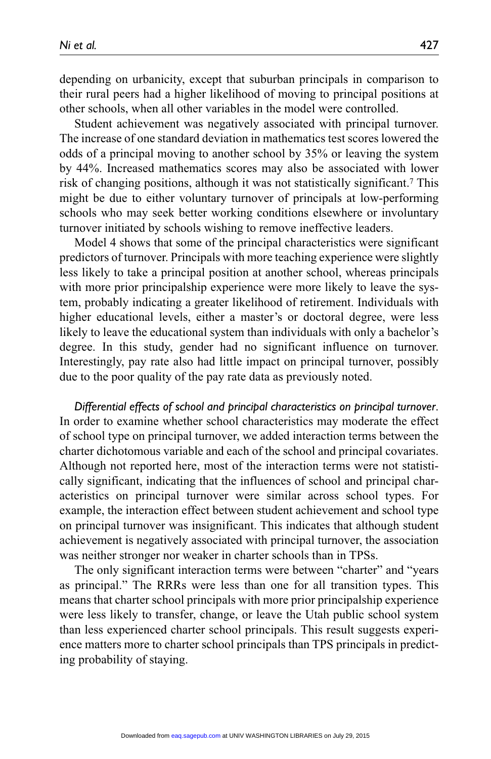depending on urbanicity, except that suburban principals in comparison to their rural peers had a higher likelihood of moving to principal positions at other schools, when all other variables in the model were controlled.

Student achievement was negatively associated with principal turnover. The increase of one standard deviation in mathematics test scores lowered the odds of a principal moving to another school by 35% or leaving the system by 44%. Increased mathematics scores may also be associated with lower risk of changing positions, although it was not statistically significant.[7] This might be due to either voluntary turnover of principals at low-performing schools who may seek better working conditions elsewhere or involuntary turnover initiated by schools wishing to remove ineffective leaders.

Model 4 shows that some of the principal characteristics were significant predictors of turnover. Principals with more teaching experience were slightly less likely to take a principal position at another school, whereas principals with more prior principalship experience were more likely to leave the system, probably indicating a greater likelihood of retirement. Individuals with higher educational levels, either a master's or doctoral degree, were less likely to leave the educational system than individuals with only a bachelor's degree. In this study, gender had no significant influence on turnover. Interestingly, pay rate also had little impact on principal turnover, possibly due to the poor quality of the pay rate data as previously noted.

*Differential effects of school and principal characteristics on principal turnover.* In order to examine whether school characteristics may moderate the effect of school type on principal turnover, we added interaction terms between the charter dichotomous variable and each of the school and principal covariates. Although not reported here, most of the interaction terms were not statistically significant, indicating that the influences of school and principal characteristics on principal turnover were similar across school types. For example, the interaction effect between student achievement and school type on principal turnover was insignificant. This indicates that although student achievement is negatively associated with principal turnover, the association was neither stronger nor weaker in charter schools than in TPSs.

The only significant interaction terms were between "charter" and "years as principal." The RRRs were less than one for all transition types. This means that charter school principals with more prior principalship experience were less likely to transfer, change, or leave the Utah public school system than less experienced charter school principals. This result suggests experience matters more to charter school principals than TPS principals in predicting probability of staying.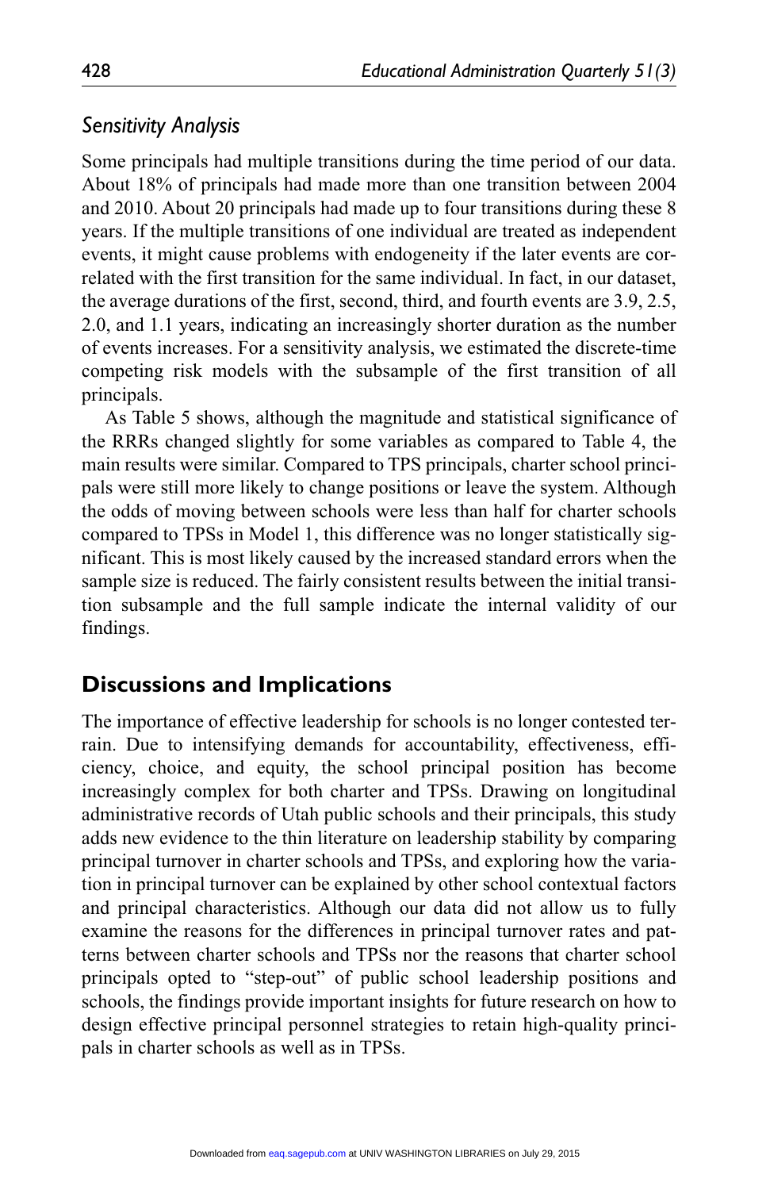### *Sensitivity Analysis*

Some principals had multiple transitions during the time period of our data. About 18% of principals had made more than one transition between 2004 and 2010. About 20 principals had made up to four transitions during these 8 years. If the multiple transitions of one individual are treated as independent events, it might cause problems with endogeneity if the later events are correlated with the first transition for the same individual. In fact, in our dataset, the average durations of the first, second, third, and fourth events are 3.9, 2.5, 2.0, and 1.1 years, indicating an increasingly shorter duration as the number of events increases. For a sensitivity analysis, we estimated the discrete-time competing risk models with the subsample of the first transition of all principals.

As Table 5 shows, although the magnitude and statistical significance of the RRRs changed slightly for some variables as compared to Table 4, the main results were similar. Compared to TPS principals, charter school principals were still more likely to change positions or leave the system. Although the odds of moving between schools were less than half for charter schools compared to TPSs in Model 1, this difference was no longer statistically significant. This is most likely caused by the increased standard errors when the sample size is reduced. The fairly consistent results between the initial transition subsample and the full sample indicate the internal validity of our findings.

## Discussions and Implications

The importance of effective leadership for schools is no longer contested terrain. Due to intensifying demands for accountability, effectiveness, efficiency, choice, and equity, the school principal position has become increasingly complex for both charter and TPSs. Drawing on longitudinal administrative records of Utah public schools and their principals, this study adds new evidence to the thin literature on leadership stability by comparing principal turnover in charter schools and TPSs, and exploring how the variation in principal turnover can be explained by other school contextual factors and principal characteristics. Although our data did not allow us to fully examine the reasons for the differences in principal turnover rates and patterns between charter schools and TPSs nor the reasons that charter school principals opted to "step-out" of public school leadership positions and schools, the findings provide important insights for future research on how to design effective principal personnel strategies to retain high-quality principals in charter schools as well as in TPSs.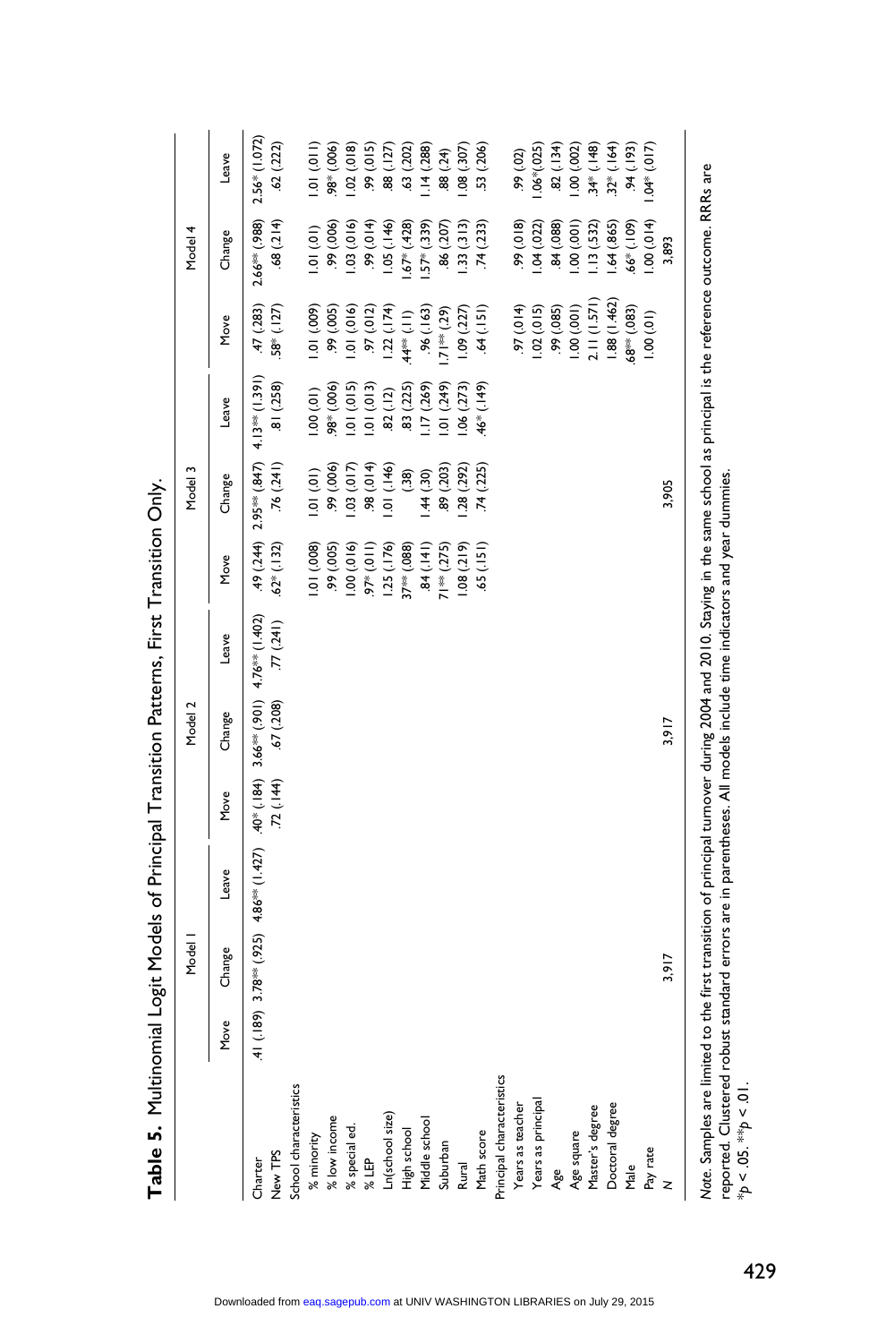**Table 5.** Multinomial Logit Models of Principal Transition Patterns, First Transition Only.

| | Model 1 | | | Model 2 | | | Model 3 | | | Model 4 | | |
|---|---|---|---|---|---|---|---|---|---|---|---|---|
| | Move | Change | Leave | Move | Change | Leave | Move | Change | Leave | Move | Change | Leave |
| Charter | .41 (.189) | 3.78** (.925) | 4.86** (1.427) | .40* (.184) | 3.66** (.901) | 4.76** (1.402) | .49 (.244) | 2.95** (.847) | 4.13** (1.391) | .47 (.283) | 2.66** (.988) | 2.56* (1.072) |
| New TPS | | | | .72 (.144) | .67 (.208) | .77 (.241) | .62* (.132) | .76 (.241) | .81 (.258) | .58* (.127) | .68 (.214) | .62 (.222) |
| School characteristics | | | | | | | | | | | | |
| % minority | | | | | | | 1.01 (.008) | 1.01 (.01) | 1.00 (.01) | 1.01 (.009) | 1.01 (.01) | 1.01 (.011) |
| % low income | | | | | | | .99 (.005) | .99 (.006) | .98* (.006) | .99 (.005) | .99 (.006) | .98* (.006) |
| % special ed. | | | | | | | 1.00 (.016) | 1.03 (.017) | 1.01 (.015) | 1.01 (.016) | 1.03 (.016) | 1.02 (.018) |
| % LEP | | | | | | | .97* (.011) | .98 (.014) | 1.01 (.013) | .97 (.012) | .99 (.014) | .99 (.015) |
| Ln(school size) | | | | | | | 1.25 (.176) | 1.01 (.146) | .82 (.12) | 1.22 (.174) | 1.05 (.146) | .88 (.127) |
| High school | | | | | | | .37** (.088) | (.38) | .83 (.225) | .44** (.11) | 1.67* (.428) | .63 (.202) |
| Middle school | | | | | | | .84 (.141) | 1.44 (.30) | 1.17 (.269) | .96 (.163) | 1.57* (.339) | 1.14 (.288) |
| Suburban | | | | | | | .71** (.275) | .89 (.203) | 1.01 (.249) | 1.71** (.29) | .86 (.207) | .88 (.24) |
| Rural | | | | | | | 1.08 (.219) | 1.28 (.292) | 1.06 (.273) | 1.09 (.227) | 1.33 (.313) | 1.08 (.307) |
| Math score | | | | | | | .65 (.151) | .74 (.225) | .46* (.149) | .64 (.151) | .74 (.233) | .53 (.206) |
| Principal characteristics | | | | | | | | | | | | |
| Years as teacher | | | | | | | | | | .97 (.014) | .99 (.018) | .99 (.02) |
| Years as principal | | | | | | | | | | 1.02 (.015) | 1.04 (.022) | 1.06*(.025) |
| Age | | | | | | | | | | .99 (.085) | .84 (.088) | .82 (.134) |
| Age square | | | | | | | | | | 1.00 (.001) | 1.00 (.001) | 1.00 (.002) |
| Master's degree | | | | | | | | | | 2.11 (1.571) | 1.13 (.532) | .34* (.148) |
| Doctoral degree | | | | | | | | | | 1.88 (1.462) | 1.64 (.865) | .32* (.164) |
| Male | | | | | | | | | | .68** (.083) | .66* (.109) | .94 (.193) |
| Pay rate | | | | | | | | | | 1.00 (.01) | 1.00 (.014) | 1.04* (.017) |
| N | | 3,917 | | | 3,917 | | | 3,905 | | | 3,893 | |

*Note.* Samples are limited to the first transition of principal turnover during 2004 and 2010. Staying in the same school as principal is the reference outcome. RRRs are reported. Clustered robust standard errors are in parentheses. All models include time indicators and year dummies.
*$p < .05$. **$p < .01$.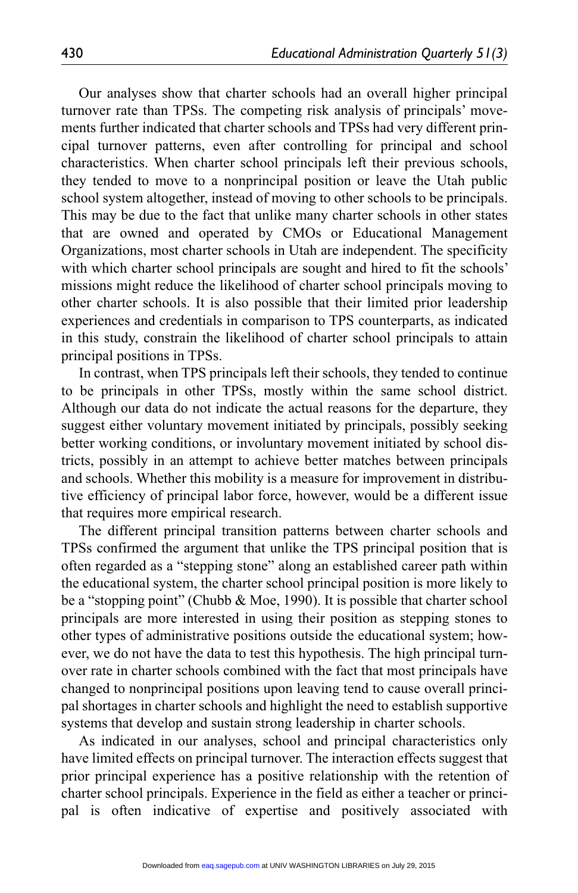Our analyses show that charter schools had an overall higher principal turnover rate than TPSs. The competing risk analysis of principals' movements further indicated that charter schools and TPSs had very different principal turnover patterns, even after controlling for principal and school characteristics. When charter school principals left their previous schools, they tended to move to a nonprincipal position or leave the Utah public school system altogether, instead of moving to other schools to be principals. This may be due to the fact that unlike many charter schools in other states that are owned and operated by CMOs or Educational Management Organizations, most charter schools in Utah are independent. The specificity with which charter school principals are sought and hired to fit the schools' missions might reduce the likelihood of charter school principals moving to other charter schools. It is also possible that their limited prior leadership experiences and credentials in comparison to TPS counterparts, as indicated in this study, constrain the likelihood of charter school principals to attain principal positions in TPSs.

In contrast, when TPS principals left their schools, they tended to continue to be principals in other TPSs, mostly within the same school district. Although our data do not indicate the actual reasons for the departure, they suggest either voluntary movement initiated by principals, possibly seeking better working conditions, or involuntary movement initiated by school districts, possibly in an attempt to achieve better matches between principals and schools. Whether this mobility is a measure for improvement in distributive efficiency of principal labor force, however, would be a different issue that requires more empirical research.

The different principal transition patterns between charter schools and TPSs confirmed the argument that unlike the TPS principal position that is often regarded as a "stepping stone" along an established career path within the educational system, the charter school principal position is more likely to be a "stopping point" (Chubb & Moe, 1990). It is possible that charter school principals are more interested in using their position as stepping stones to other types of administrative positions outside the educational system; however, we do not have the data to test this hypothesis. The high principal turnover rate in charter schools combined with the fact that most principals have changed to nonprincipal positions upon leaving tend to cause overall principal shortages in charter schools and highlight the need to establish supportive systems that develop and sustain strong leadership in charter schools.

As indicated in our analyses, school and principal characteristics only have limited effects on principal turnover. The interaction effects suggest that prior principal experience has a positive relationship with the retention of charter school principals. Experience in the field as either a teacher or principal is often indicative of expertise and positively associated with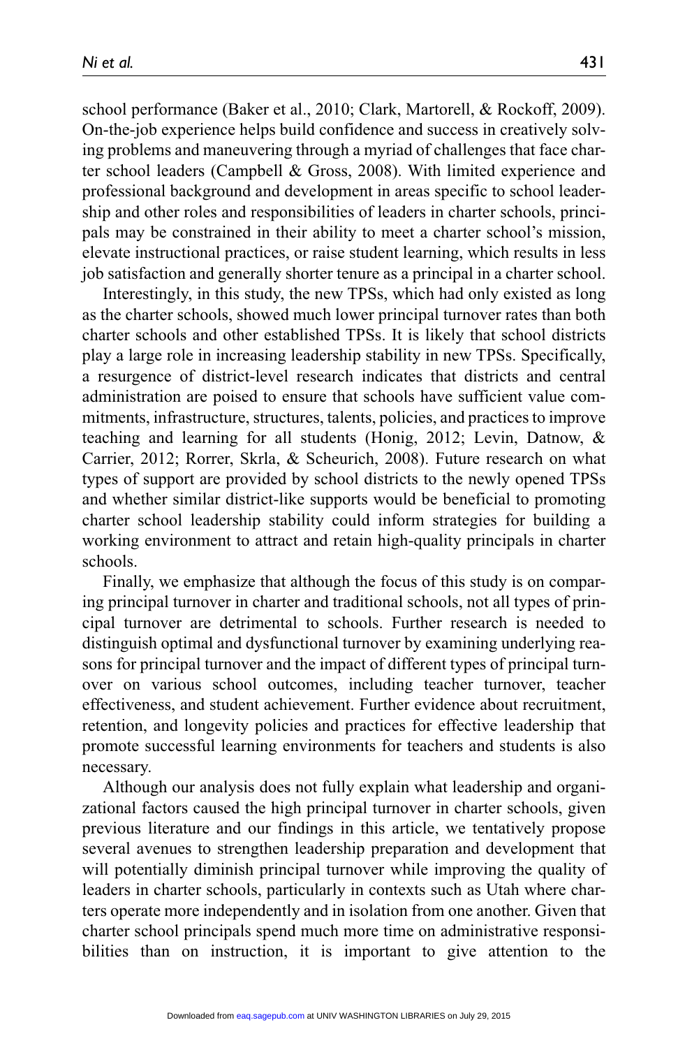school performance (Baker et al., 2010; Clark, Martorell, & Rockoff, 2009). On-the-job experience helps build confidence and success in creatively solving problems and maneuvering through a myriad of challenges that face charter school leaders (Campbell & Gross, 2008). With limited experience and professional background and development in areas specific to school leadership and other roles and responsibilities of leaders in charter schools, principals may be constrained in their ability to meet a charter school's mission, elevate instructional practices, or raise student learning, which results in less job satisfaction and generally shorter tenure as a principal in a charter school.

Interestingly, in this study, the new TPSs, which had only existed as long as the charter schools, showed much lower principal turnover rates than both charter schools and other established TPSs. It is likely that school districts play a large role in increasing leadership stability in new TPSs. Specifically, a resurgence of district-level research indicates that districts and central administration are poised to ensure that schools have sufficient value commitments, infrastructure, structures, talents, policies, and practices to improve teaching and learning for all students (Honig, 2012; Levin, Datnow, & Carrier, 2012; Rorrer, Skrla, & Scheurich, 2008). Future research on what types of support are provided by school districts to the newly opened TPSs and whether similar district-like supports would be beneficial to promoting charter school leadership stability could inform strategies for building a working environment to attract and retain high-quality principals in charter schools.

Finally, we emphasize that although the focus of this study is on comparing principal turnover in charter and traditional schools, not all types of principal turnover are detrimental to schools. Further research is needed to distinguish optimal and dysfunctional turnover by examining underlying reasons for principal turnover and the impact of different types of principal turnover on various school outcomes, including teacher turnover, teacher effectiveness, and student achievement. Further evidence about recruitment, retention, and longevity policies and practices for effective leadership that promote successful learning environments for teachers and students is also necessary.

Although our analysis does not fully explain what leadership and organizational factors caused the high principal turnover in charter schools, given previous literature and our findings in this article, we tentatively propose several avenues to strengthen leadership preparation and development that will potentially diminish principal turnover while improving the quality of leaders in charter schools, particularly in contexts such as Utah where charters operate more independently and in isolation from one another. Given that charter school principals spend much more time on administrative responsibilities than on instruction, it is important to give attention to the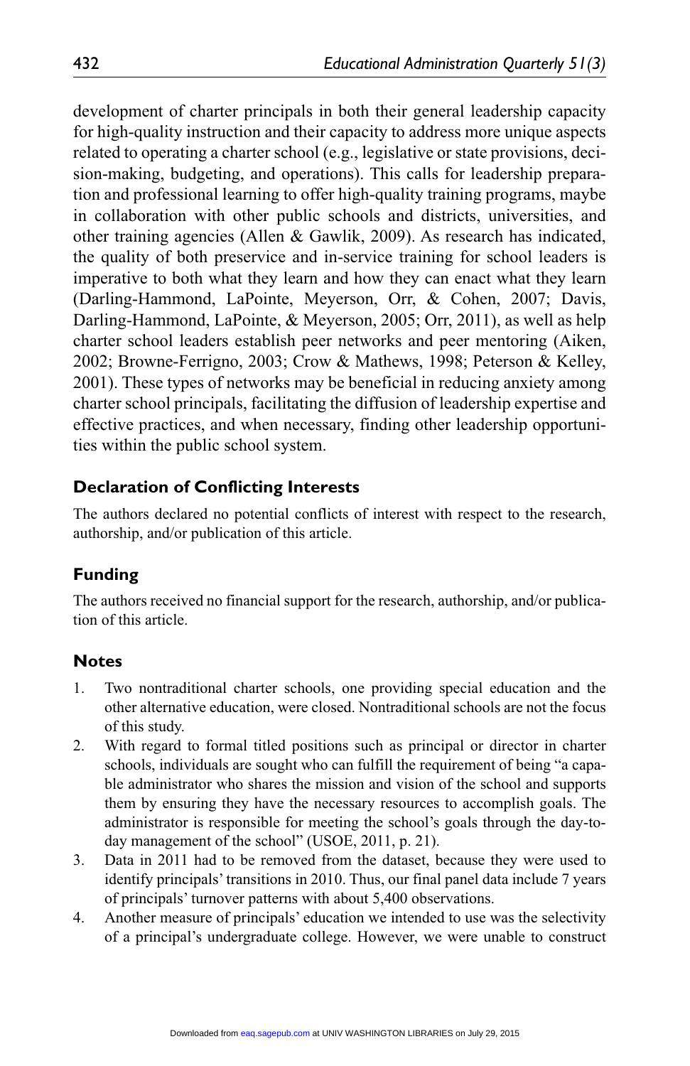development of charter principals in both their general leadership capacity for high-quality instruction and their capacity to address more unique aspects related to operating a charter school (e.g., legislative or state provisions, decision-making, budgeting, and operations). This calls for leadership preparation and professional learning to offer high-quality training programs, maybe in collaboration with other public schools and districts, universities, and other training agencies (Allen & Gawlik, 2009). As research has indicated, the quality of both preservice and in-service training for school leaders is imperative to both what they learn and how they can enact what they learn (Darling-Hammond, LaPointe, Meyerson, Orr, & Cohen, 2007; Davis, Darling-Hammond, LaPointe, & Meyerson, 2005; Orr, 2011), as well as help charter school leaders establish peer networks and peer mentoring (Aiken, 2002; Browne-Ferrigno, 2003; Crow & Mathews, 1998; Peterson & Kelley, 2001). These types of networks may be beneficial in reducing anxiety among charter school principals, facilitating the diffusion of leadership expertise and effective practices, and when necessary, finding other leadership opportunities within the public school system.

## Declaration of Conflicting Interests

The authors declared no potential conflicts of interest with respect to the research, authorship, and/or publication of this article.

## Funding

The authors received no financial support for the research, authorship, and/or publication of this article.

## Notes

1. Two nontraditional charter schools, one providing special education and the other alternative education, were closed. Nontraditional schools are not the focus of this study.
2. With regard to formal titled positions such as principal or director in charter schools, individuals are sought who can fulfill the requirement of being "a capable administrator who shares the mission and vision of the school and supports them by ensuring they have the necessary resources to accomplish goals. The administrator is responsible for meeting the school's goals through the day-to-day management of the school" (USOE, 2011, p. 21).
3. Data in 2011 had to be removed from the dataset, because they were used to identify principals' transitions in 2010. Thus, our final panel data include 7 years of principals' turnover patterns with about 5,400 observations.
4. Another measure of principals' education we intended to use was the selectivity of a principal's undergraduate college. However, we were unable to construct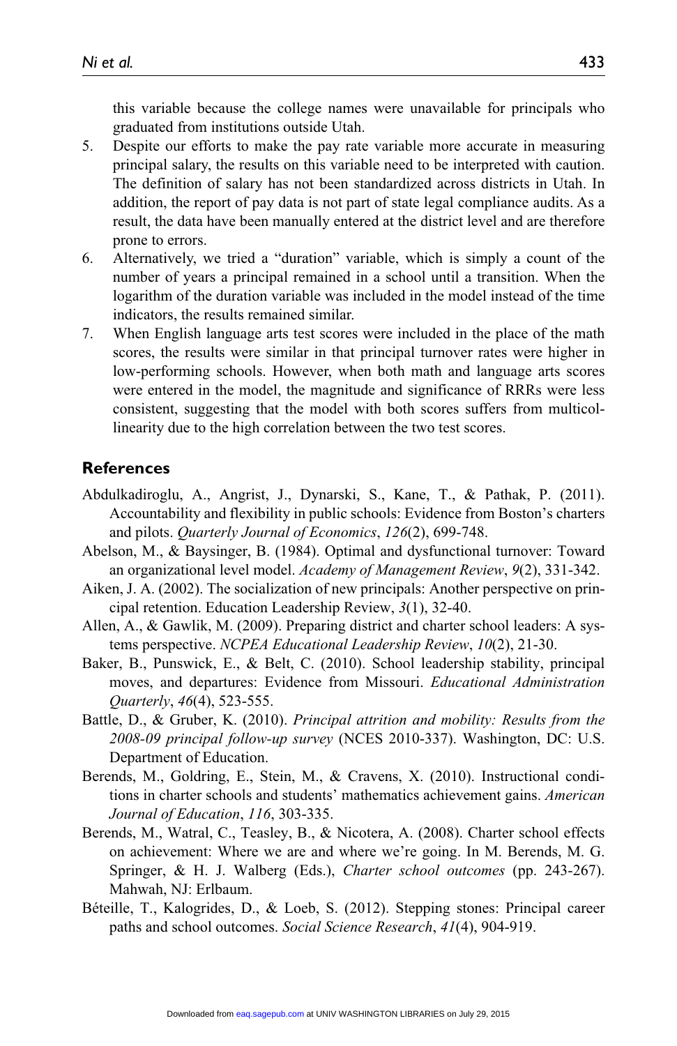this variable because the college names were unavailable for principals who graduated from institutions outside Utah.

5. Despite our efforts to make the pay rate variable more accurate in measuring principal salary, the results on this variable need to be interpreted with caution. The definition of salary has not been standardized across districts in Utah. In addition, the report of pay data is not part of state legal compliance audits. As a result, the data have been manually entered at the district level and are therefore prone to errors.
6. Alternatively, we tried a "duration" variable, which is simply a count of the number of years a principal remained in a school until a transition. When the logarithm of the duration variable was included in the model instead of the time indicators, the results remained similar.
7. When English language arts test scores were included in the place of the math scores, the results were similar in that principal turnover rates were higher in low-performing schools. However, when both math and language arts scores were entered in the model, the magnitude and significance of RRRs were less consistent, suggesting that the model with both scores suffers from multicollinearity due to the high correlation between the two test scores.

## References

Abdulkadiroglu, A., Angrist, J., Dynarski, S., Kane, T., & Pathak, P. (2011). Accountability and flexibility in public schools: Evidence from Boston's charters and pilots. *Quarterly Journal of Economics*, *126*(2), 699-748.

Abelson, M., & Baysinger, B. (1984). Optimal and dysfunctional turnover: Toward an organizational level model. *Academy of Management Review*, *9*(2), 331-342.

Aiken, J. A. (2002). The socialization of new principals: Another perspective on principal retention. Education Leadership Review, *3*(1), 32-40.

Allen, A., & Gawlik, M. (2009). Preparing district and charter school leaders: A systems perspective. *NCPEA Educational Leadership Review*, *10*(2), 21-30.

Baker, B., Punswick, E., & Belt, C. (2010). School leadership stability, principal moves, and departures: Evidence from Missouri. *Educational Administration Quarterly*, *46*(4), 523-555.

Battle, D., & Gruber, K. (2010). *Principal attrition and mobility: Results from the 2008-09 principal follow-up survey* (NCES 2010-337). Washington, DC: U.S. Department of Education.

Berends, M., Goldring, E., Stein, M., & Cravens, X. (2010). Instructional conditions in charter schools and students' mathematics achievement gains. *American Journal of Education*, *116*, 303-335.

Berends, M., Watral, C., Teasley, B., & Nicotera, A. (2008). Charter school effects on achievement: Where we are and where we're going. In M. Berends, M. G. Springer, & H. J. Walberg (Eds.), *Charter school outcomes* (pp. 243-267). Mahwah, NJ: Erlbaum.

Béteille, T., Kalogrides, D., & Loeb, S. (2012). Stepping stones: Principal career paths and school outcomes. *Social Science Research*, *41*(4), 904-919.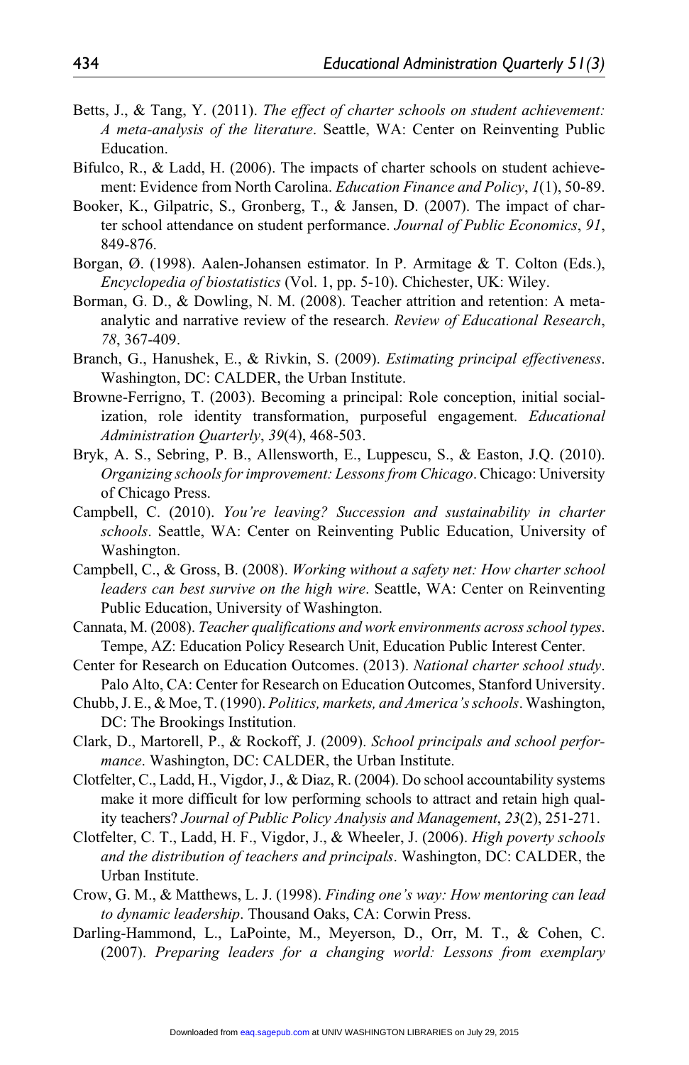Betts, J., & Tang, Y. (2011). *The effect of charter schools on student achievement: A meta-analysis of the literature*. Seattle, WA: Center on Reinventing Public Education.

Bifulco, R., & Ladd, H. (2006). The impacts of charter schools on student achievement: Evidence from North Carolina. *Education Finance and Policy*, *1*(1), 50-89.

Booker, K., Gilpatric, S., Gronberg, T., & Jansen, D. (2007). The impact of charter school attendance on student performance. *Journal of Public Economics*, *91*, 849-876.

Borgan, Ø. (1998). Aalen-Johansen estimator. In P. Armitage & T. Colton (Eds.), *Encyclopedia of biostatistics* (Vol. 1, pp. 5-10). Chichester, UK: Wiley.

Borman, G. D., & Dowling, N. M. (2008). Teacher attrition and retention: A meta-analytic and narrative review of the research. *Review of Educational Research*, *78*, 367-409.

Branch, G., Hanushek, E., & Rivkin, S. (2009). *Estimating principal effectiveness*. Washington, DC: CALDER, the Urban Institute.

Browne-Ferrigno, T. (2003). Becoming a principal: Role conception, initial socialization, role identity transformation, purposeful engagement. *Educational Administration Quarterly*, *39*(4), 468-503.

Bryk, A. S., Sebring, P. B., Allensworth, E., Luppescu, S., & Easton, J.Q. (2010). *Organizing schools for improvement: Lessons from Chicago*. Chicago: University of Chicago Press.

Campbell, C. (2010). *You're leaving? Succession and sustainability in charter schools*. Seattle, WA: Center on Reinventing Public Education, University of Washington.

Campbell, C., & Gross, B. (2008). *Working without a safety net: How charter school leaders can best survive on the high wire*. Seattle, WA: Center on Reinventing Public Education, University of Washington.

Cannata, M. (2008). *Teacher qualifications and work environments across school types*. Tempe, AZ: Education Policy Research Unit, Education Public Interest Center.

Center for Research on Education Outcomes. (2013). *National charter school study*. Palo Alto, CA: Center for Research on Education Outcomes, Stanford University.

Chubb, J. E., & Moe, T. (1990). *Politics, markets, and America's schools*. Washington, DC: The Brookings Institution.

Clark, D., Martorell, P., & Rockoff, J. (2009). *School principals and school performance*. Washington, DC: CALDER, the Urban Institute.

Clotfelter, C., Ladd, H., Vigdor, J., & Diaz, R. (2004). Do school accountability systems make it more difficult for low performing schools to attract and retain high quality teachers? *Journal of Public Policy Analysis and Management*, *23*(2), 251-271.

Clotfelter, C. T., Ladd, H. F., Vigdor, J., & Wheeler, J. (2006). *High poverty schools and the distribution of teachers and principals*. Washington, DC: CALDER, the Urban Institute.

Crow, G. M., & Matthews, L. J. (1998). *Finding one's way: How mentoring can lead to dynamic leadership*. Thousand Oaks, CA: Corwin Press.

Darling-Hammond, L., LaPointe, M., Meyerson, D., Orr, M. T., & Cohen, C. (2007). *Preparing leaders for a changing world: Lessons from exemplary*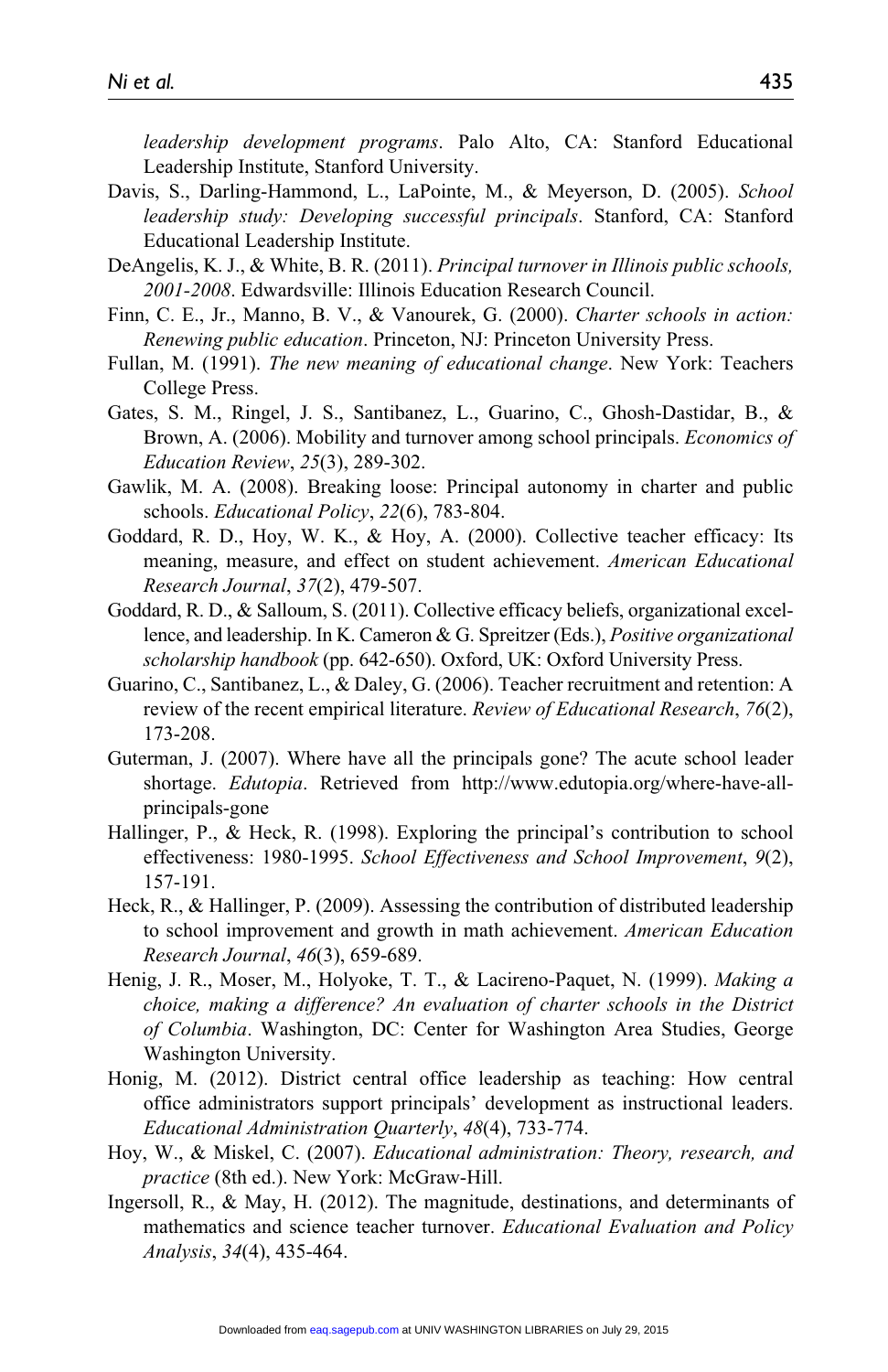*leadership development programs*. Palo Alto, CA: Stanford Educational Leadership Institute, Stanford University.

Davis, S., Darling-Hammond, L., LaPointe, M., & Meyerson, D. (2005). *School leadership study: Developing successful principals*. Stanford, CA: Stanford Educational Leadership Institute.

DeAngelis, K. J., & White, B. R. (2011). *Principal turnover in Illinois public schools, 2001-2008*. Edwardsville: Illinois Education Research Council.

Finn, C. E., Jr., Manno, B. V., & Vanourek, G. (2000). *Charter schools in action: Renewing public education*. Princeton, NJ: Princeton University Press.

Fullan, M. (1991). *The new meaning of educational change*. New York: Teachers College Press.

Gates, S. M., Ringel, J. S., Santibanez, L., Guarino, C., Ghosh-Dastidar, B., & Brown, A. (2006). Mobility and turnover among school principals. *Economics of Education Review*, *25*(3), 289-302.

Gawlik, M. A. (2008). Breaking loose: Principal autonomy in charter and public schools. *Educational Policy*, *22*(6), 783-804.

Goddard, R. D., Hoy, W. K., & Hoy, A. (2000). Collective teacher efficacy: Its meaning, measure, and effect on student achievement. *American Educational Research Journal*, *37*(2), 479-507.

Goddard, R. D., & Salloum, S. (2011). Collective efficacy beliefs, organizational excellence, and leadership. In K. Cameron & G. Spreitzer (Eds.), *Positive organizational scholarship handbook* (pp. 642-650). Oxford, UK: Oxford University Press.

Guarino, C., Santibanez, L., & Daley, G. (2006). Teacher recruitment and retention: A review of the recent empirical literature. *Review of Educational Research*, *76*(2), 173-208.

Guterman, J. (2007). Where have all the principals gone? The acute school leader shortage. *Edutopia*. Retrieved from http://www.edutopia.org/where-have-all-principals-gone

Hallinger, P., & Heck, R. (1998). Exploring the principal's contribution to school effectiveness: 1980-1995. *School Effectiveness and School Improvement*, *9*(2), 157-191.

Heck, R., & Hallinger, P. (2009). Assessing the contribution of distributed leadership to school improvement and growth in math achievement. *American Education Research Journal*, *46*(3), 659-689.

Henig, J. R., Moser, M., Holyoke, T. T., & Lacireno-Paquet, N. (1999). *Making a choice, making a difference? An evaluation of charter schools in the District of Columbia*. Washington, DC: Center for Washington Area Studies, George Washington University.

Honig, M. (2012). District central office leadership as teaching: How central office administrators support principals' development as instructional leaders. *Educational Administration Quarterly*, *48*(4), 733-774.

Hoy, W., & Miskel, C. (2007). *Educational administration: Theory, research, and practice* (8th ed.). New York: McGraw-Hill.

Ingersoll, R., & May, H. (2012). The magnitude, destinations, and determinants of mathematics and science teacher turnover. *Educational Evaluation and Policy Analysis*, *34*(4), 435-464.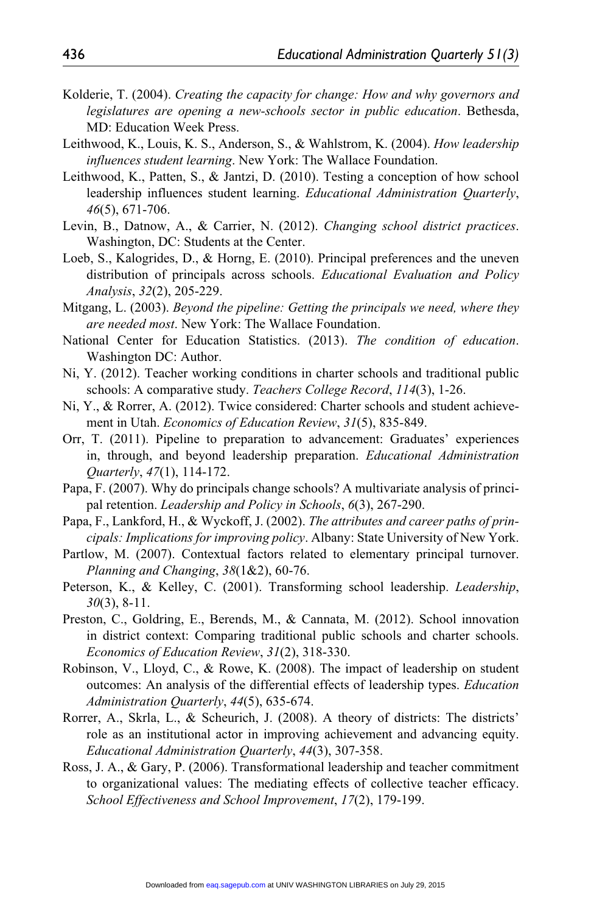Kolderie, T. (2004). *Creating the capacity for change: How and why governors and legislatures are opening a new-schools sector in public education*. Bethesda, MD: Education Week Press.

Leithwood, K., Louis, K. S., Anderson, S., & Wahlstrom, K. (2004). *How leadership influences student learning*. New York: The Wallace Foundation.

Leithwood, K., Patten, S., & Jantzi, D. (2010). Testing a conception of how school leadership influences student learning. *Educational Administration Quarterly*, *46*(5), 671-706.

Levin, B., Datnow, A., & Carrier, N. (2012). *Changing school district practices*. Washington, DC: Students at the Center.

Loeb, S., Kalogrides, D., & Horng, E. (2010). Principal preferences and the uneven distribution of principals across schools. *Educational Evaluation and Policy Analysis*, *32*(2), 205-229.

Mitgang, L. (2003). *Beyond the pipeline: Getting the principals we need, where they are needed most*. New York: The Wallace Foundation.

National Center for Education Statistics. (2013). *The condition of education*. Washington DC: Author.

Ni, Y. (2012). Teacher working conditions in charter schools and traditional public schools: A comparative study. *Teachers College Record*, *114*(3), 1-26.

Ni, Y., & Rorrer, A. (2012). Twice considered: Charter schools and student achievement in Utah. *Economics of Education Review*, *31*(5), 835-849.

Orr, T. (2011). Pipeline to preparation to advancement: Graduates' experiences in, through, and beyond leadership preparation. *Educational Administration Quarterly*, *47*(1), 114-172.

Papa, F. (2007). Why do principals change schools? A multivariate analysis of principal retention. *Leadership and Policy in Schools*, *6*(3), 267-290.

Papa, F., Lankford, H., & Wyckoff, J. (2002). *The attributes and career paths of principals: Implications for improving policy*. Albany: State University of New York.

Partlow, M. (2007). Contextual factors related to elementary principal turnover. *Planning and Changing*, *38*(1&2), 60-76.

Peterson, K., & Kelley, C. (2001). Transforming school leadership. *Leadership*, *30*(3), 8-11.

Preston, C., Goldring, E., Berends, M., & Cannata, M. (2012). School innovation in district context: Comparing traditional public schools and charter schools. *Economics of Education Review*, *31*(2), 318-330.

Robinson, V., Lloyd, C., & Rowe, K. (2008). The impact of leadership on student outcomes: An analysis of the differential effects of leadership types. *Education Administration Quarterly*, *44*(5), 635-674.

Rorrer, A., Skrla, L., & Scheurich, J. (2008). A theory of districts: The districts' role as an institutional actor in improving achievement and advancing equity. *Educational Administration Quarterly*, *44*(3), 307-358.

Ross, J. A., & Gary, P. (2006). Transformational leadership and teacher commitment to organizational values: The mediating effects of collective teacher efficacy. *School Effectiveness and School Improvement*, *17*(2), 179-199.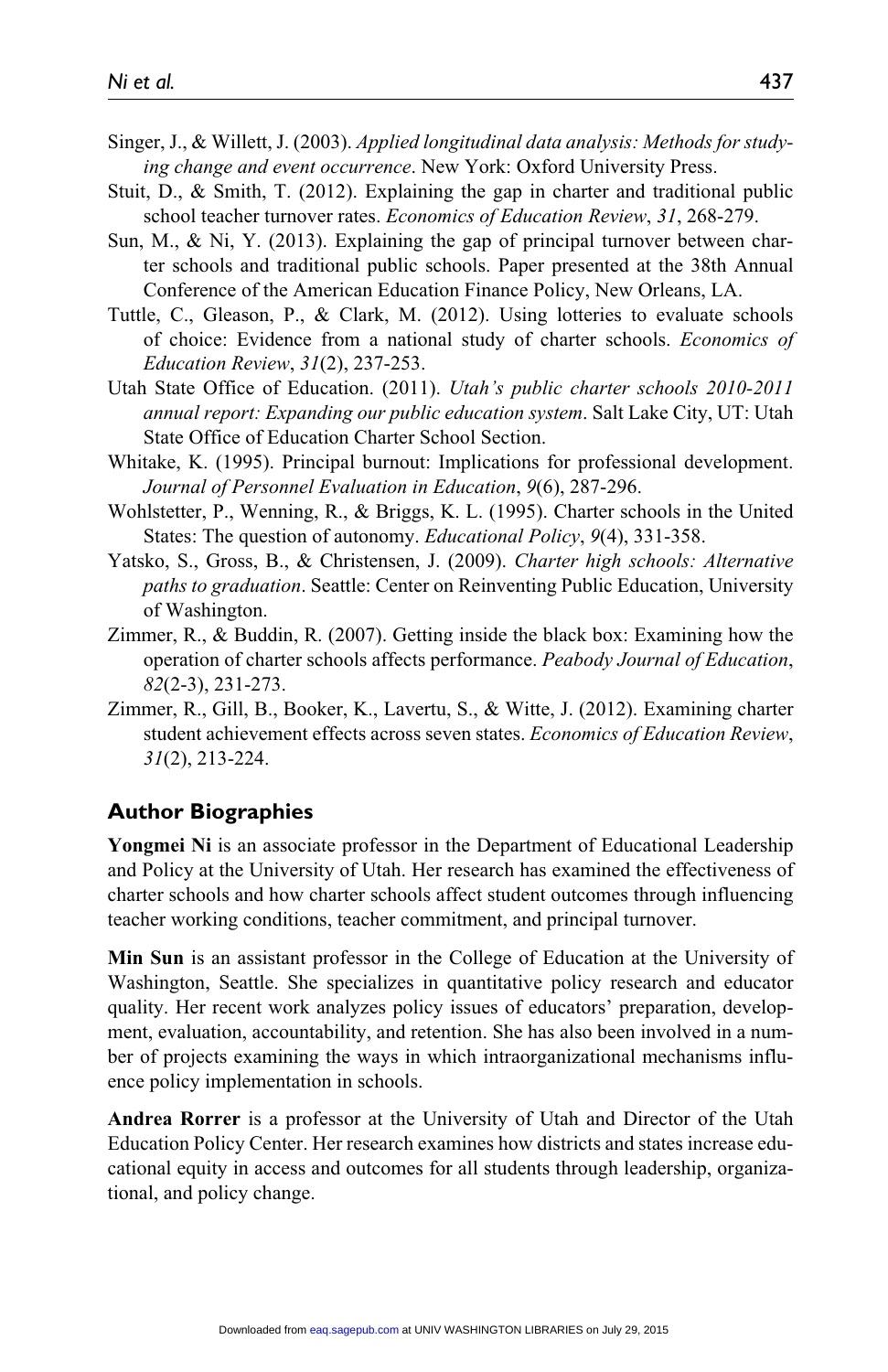Singer, J., & Willett, J. (2003). *Applied longitudinal data analysis: Methods for studying change and event occurrence*. New York: Oxford University Press.

Stuit, D., & Smith, T. (2012). Explaining the gap in charter and traditional public school teacher turnover rates. *Economics of Education Review*, *31*, 268-279.

Sun, M., & Ni, Y. (2013). Explaining the gap of principal turnover between charter schools and traditional public schools. Paper presented at the 38th Annual Conference of the American Education Finance Policy, New Orleans, LA.

Tuttle, C., Gleason, P., & Clark, M. (2012). Using lotteries to evaluate schools of choice: Evidence from a national study of charter schools. *Economics of Education Review*, *31*(2), 237-253.

Utah State Office of Education. (2011). *Utah's public charter schools 2010-2011 annual report: Expanding our public education system*. Salt Lake City, UT: Utah State Office of Education Charter School Section.

Whitake, K. (1995). Principal burnout: Implications for professional development. *Journal of Personnel Evaluation in Education*, *9*(6), 287-296.

Wohlstetter, P., Wenning, R., & Briggs, K. L. (1995). Charter schools in the United States: The question of autonomy. *Educational Policy*, *9*(4), 331-358.

Yatsko, S., Gross, B., & Christensen, J. (2009). *Charter high schools: Alternative paths to graduation*. Seattle: Center on Reinventing Public Education, University of Washington.

Zimmer, R., & Buddin, R. (2007). Getting inside the black box: Examining how the operation of charter schools affects performance. *Peabody Journal of Education*, *82*(2-3), 231-273.

Zimmer, R., Gill, B., Booker, K., Lavertu, S., & Witte, J. (2012). Examining charter student achievement effects across seven states. *Economics of Education Review*, *31*(2), 213-224.

## Author Biographies

**Yongmei Ni** is an associate professor in the Department of Educational Leadership and Policy at the University of Utah. Her research has examined the effectiveness of charter schools and how charter schools affect student outcomes through influencing teacher working conditions, teacher commitment, and principal turnover.

**Min Sun** is an assistant professor in the College of Education at the University of Washington, Seattle. She specializes in quantitative policy research and educator quality. Her recent work analyzes policy issues of educators' preparation, development, evaluation, accountability, and retention. She has also been involved in a number of projects examining the ways in which intraorganizational mechanisms influence policy implementation in schools.

**Andrea Rorrer** is a professor at the University of Utah and Director of the Utah Education Policy Center. Her research examines how districts and states increase educational equity in access and outcomes for all students through leadership, organizational, and policy change.